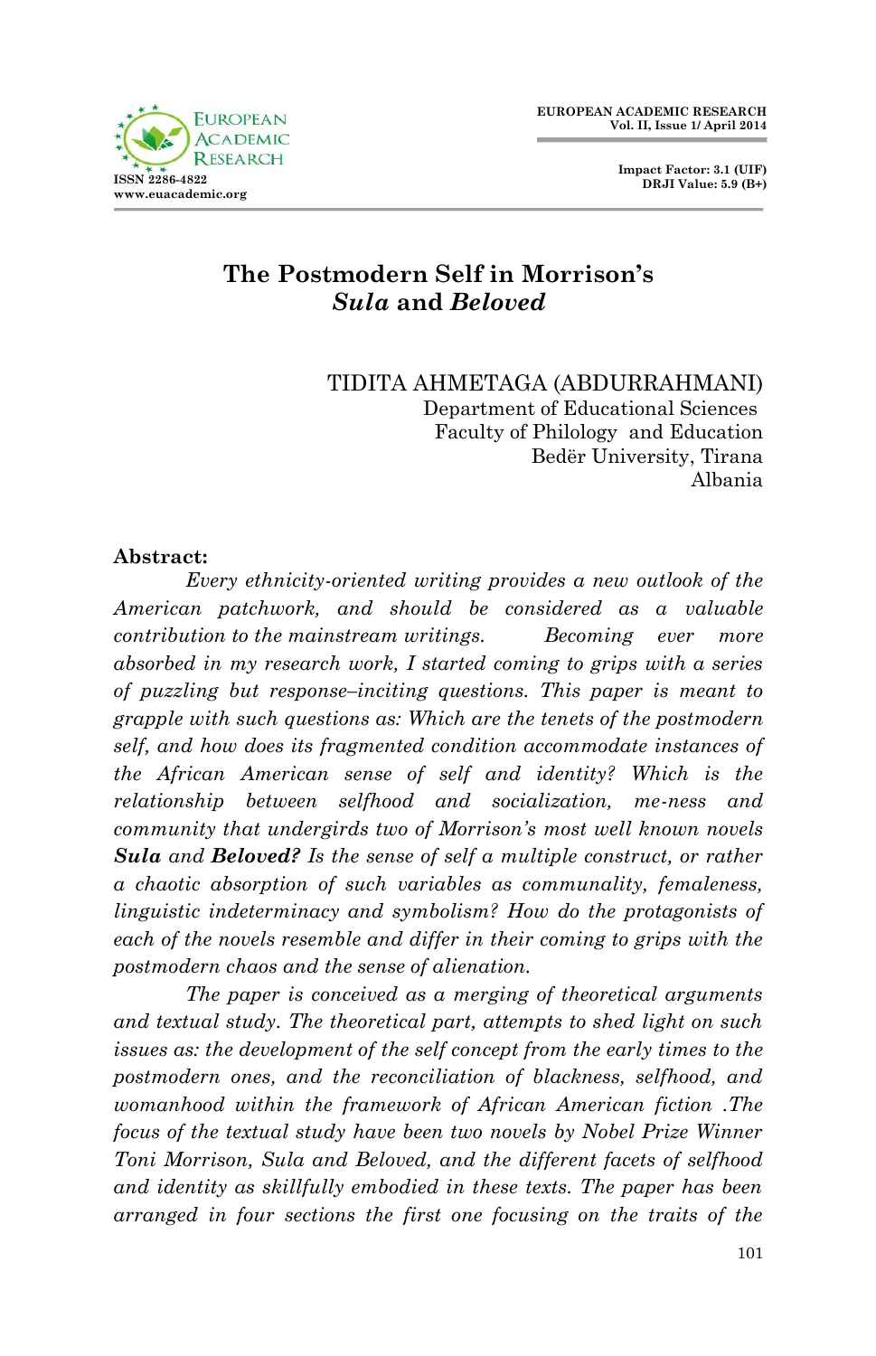# The Postmodern Self in Morrison's *Sula* and *Beloved*

TIDITA AHMETAGA (ABDURRAHMANI)
Department of Educational Sciences
Faculty of Philology and Education
Bedër University, Tirana
Albania

**Abstract:**

*Every ethnicity-oriented writing provides a new outlook of the American patchwork, and should be considered as a valuable contribution to the mainstream writings. Becoming ever more absorbed in my research work, I started coming to grips with a series of puzzling but response–inciting questions. This paper is meant to grapple with such questions as: Which are the tenets of the postmodern self, and how does its fragmented condition accommodate instances of the African American sense of self and identity? Which is the relationship between selfhood and socialization, me-ness and community that undergirds two of Morrison's most well known novels* ***Sula*** *and* ***Beloved?*** *Is the sense of self a multiple construct, or rather a chaotic absorption of such variables as communality, femaleness, linguistic indeterminacy and symbolism? How do the protagonists of each of the novels resemble and differ in their coming to grips with the postmodern chaos and the sense of alienation.*

*The paper is conceived as a merging of theoretical arguments and textual study. The theoretical part, attempts to shed light on such issues as: the development of the self concept from the early times to the postmodern ones, and the reconciliation of blackness, selfhood, and womanhood within the framework of African American fiction .The focus of the textual study have been two novels by Nobel Prize Winner Toni Morrison, Sula and Beloved, and the different facets of selfhood and identity as skillfully embodied in these texts. The paper has been arranged in four sections the first one focusing on the traits of the*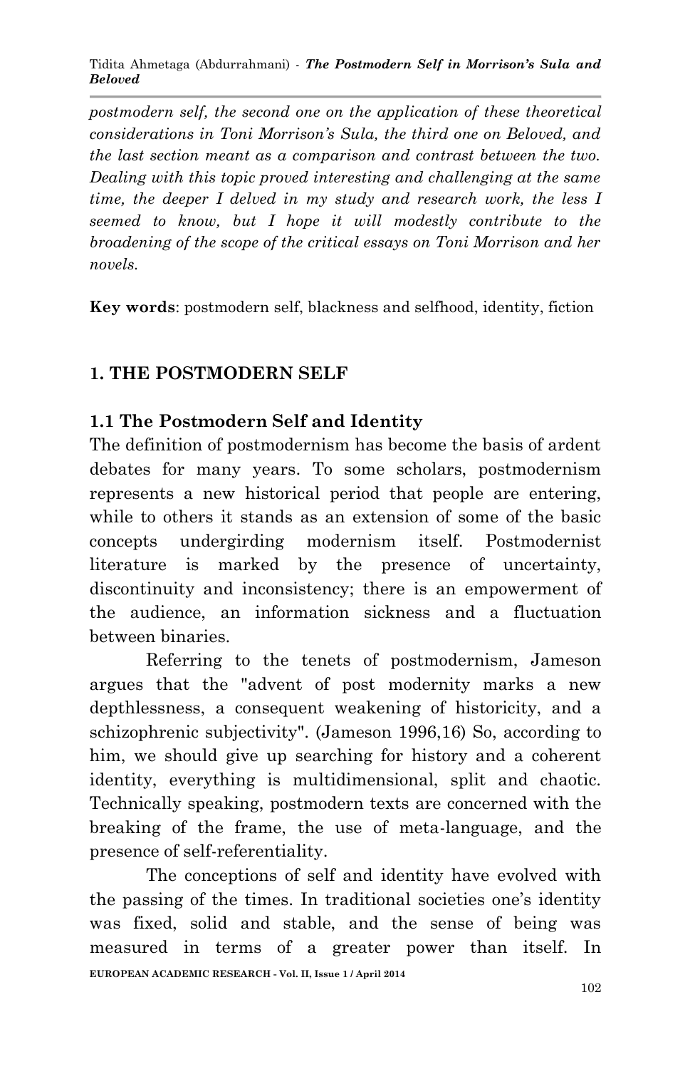*postmodern self, the second one on the application of these theoretical considerations in Toni Morrison's Sula, the third one on Beloved, and the last section meant as a comparison and contrast between the two. Dealing with this topic proved interesting and challenging at the same time, the deeper I delved in my study and research work, the less I seemed to know, but I hope it will modestly contribute to the broadening of the scope of the critical essays on Toni Morrison and her novels.*

**Key words**: postmodern self, blackness and selfhood, identity, fiction

## 1. THE POSTMODERN SELF

### 1.1 The Postmodern Self and Identity

The definition of postmodernism has become the basis of ardent debates for many years. To some scholars, postmodernism represents a new historical period that people are entering, while to others it stands as an extension of some of the basic concepts undergirding modernism itself. Postmodernist literature is marked by the presence of uncertainty, discontinuity and inconsistency; there is an empowerment of the audience, an information sickness and a fluctuation between binaries.

Referring to the tenets of postmodernism, Jameson argues that the "advent of post modernity marks a new depthlessness, a consequent weakening of historicity, and a schizophrenic subjectivity". (Jameson 1996,16) So, according to him, we should give up searching for history and a coherent identity, everything is multidimensional, split and chaotic. Technically speaking, postmodern texts are concerned with the breaking of the frame, the use of meta-language, and the presence of self-referentiality.

The conceptions of self and identity have evolved with the passing of the times. In traditional societies one's identity was fixed, solid and stable, and the sense of being was measured in terms of a greater power than itself. In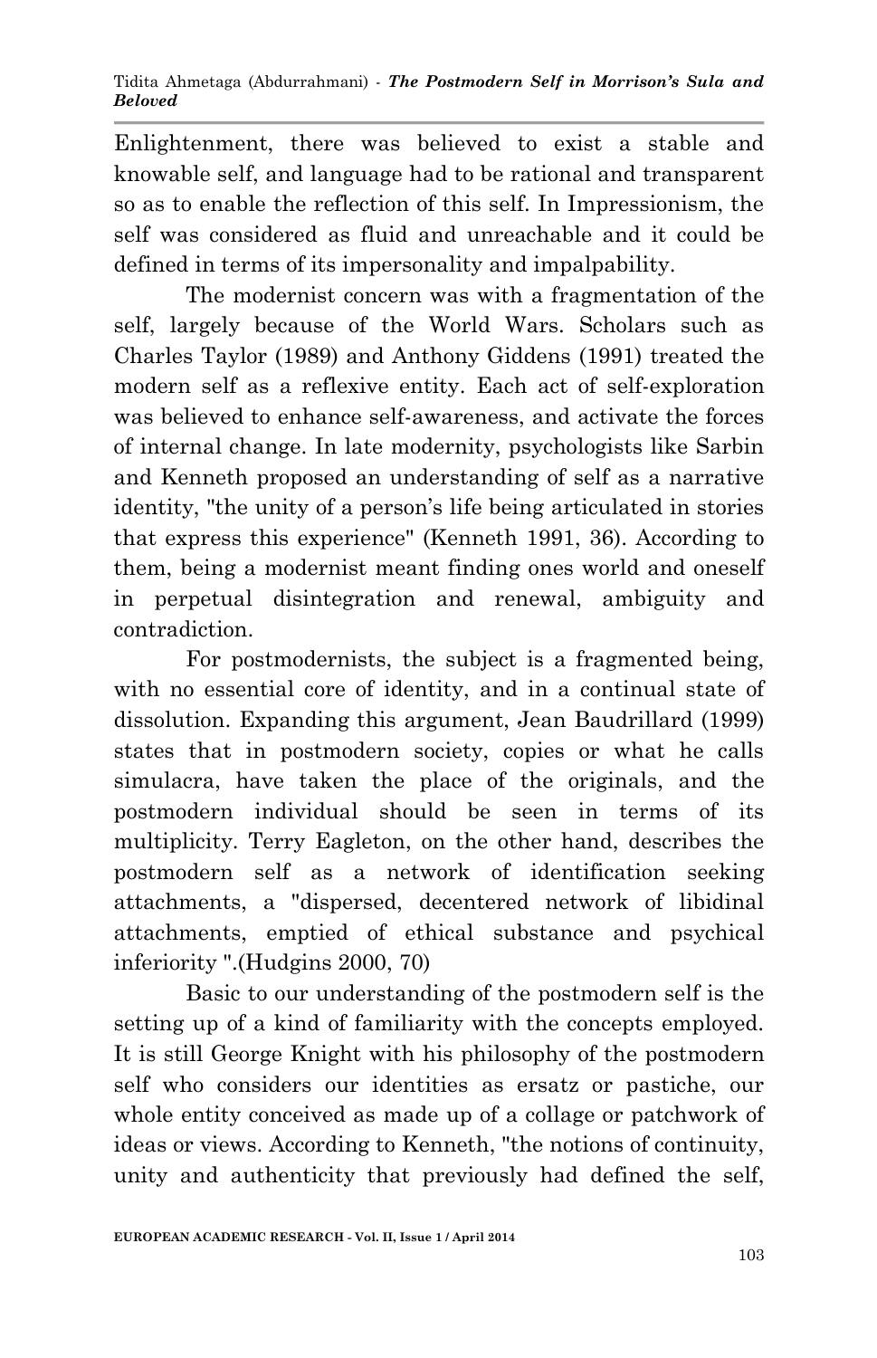Enlightenment, there was believed to exist a stable and knowable self, and language had to be rational and transparent so as to enable the reflection of this self. In Impressionism, the self was considered as fluid and unreachable and it could be defined in terms of its impersonality and impalpability.

The modernist concern was with a fragmentation of the self, largely because of the World Wars. Scholars such as Charles Taylor (1989) and Anthony Giddens (1991) treated the modern self as a reflexive entity. Each act of self-exploration was believed to enhance self-awareness, and activate the forces of internal change. In late modernity, psychologists like Sarbin and Kenneth proposed an understanding of self as a narrative identity, "the unity of a person's life being articulated in stories that express this experience" (Kenneth 1991, 36). According to them, being a modernist meant finding ones world and oneself in perpetual disintegration and renewal, ambiguity and contradiction.

For postmodernists, the subject is a fragmented being, with no essential core of identity, and in a continual state of dissolution. Expanding this argument, Jean Baudrillard (1999) states that in postmodern society, copies or what he calls simulacra, have taken the place of the originals, and the postmodern individual should be seen in terms of its multiplicity. Terry Eagleton, on the other hand, describes the postmodern self as a network of identification seeking attachments, a "dispersed, decentered network of libidinal attachments, emptied of ethical substance and psychical inferiority ".(Hudgins 2000, 70)

Basic to our understanding of the postmodern self is the setting up of a kind of familiarity with the concepts employed. It is still George Knight with his philosophy of the postmodern self who considers our identities as ersatz or pastiche, our whole entity conceived as made up of a collage or patchwork of ideas or views. According to Kenneth, "the notions of continuity, unity and authenticity that previously had defined the self,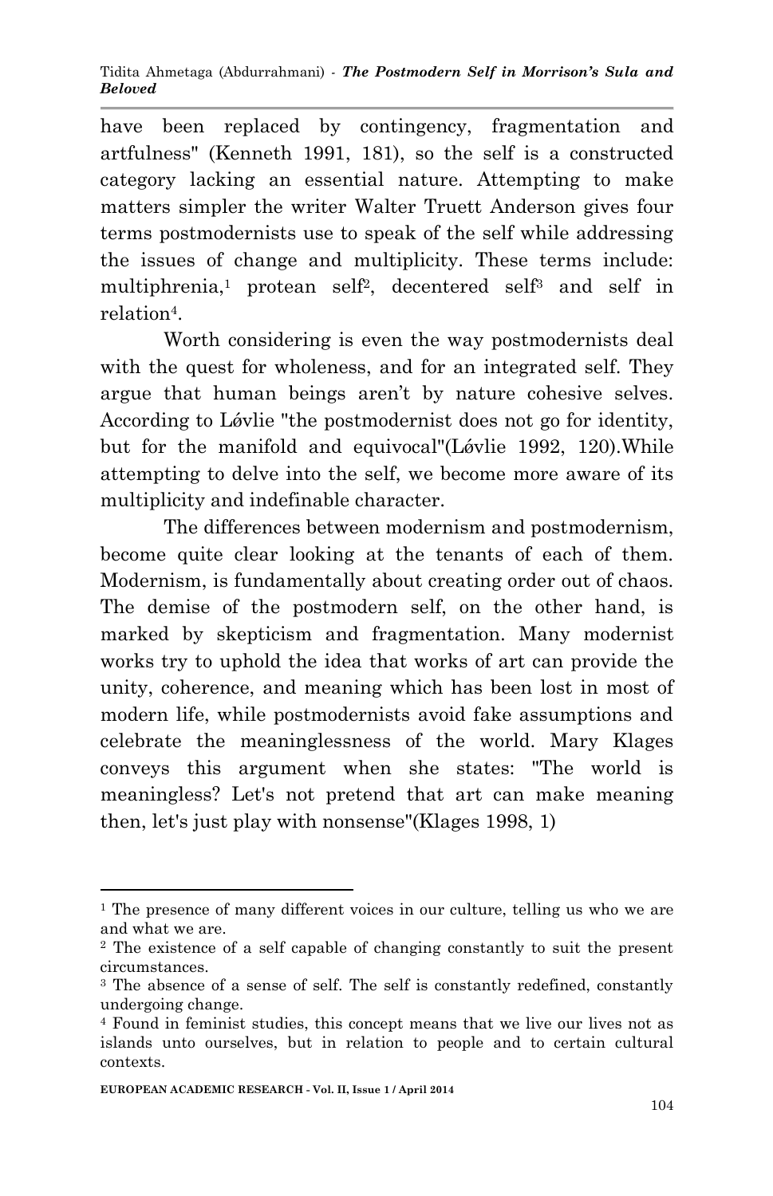have been replaced by contingency, fragmentation and artfulness" (Kenneth 1991, 181), so the self is a constructed category lacking an essential nature. Attempting to make matters simpler the writer Walter Truett Anderson gives four terms postmodernists use to speak of the self while addressing the issues of change and multiplicity. These terms include: multiphrenia,[1] protean self[2], decentered self[3] and self in relation[4].

Worth considering is even the way postmodernists deal with the quest for wholeness, and for an integrated self. They argue that human beings aren't by nature cohesive selves. According to Lǿvlie "the postmodernist does not go for identity, but for the manifold and equivocal"(Lǿvlie 1992, 120).While attempting to delve into the self, we become more aware of its multiplicity and indefinable character.

The differences between modernism and postmodernism, become quite clear looking at the tenants of each of them. Modernism, is fundamentally about creating order out of chaos. The demise of the postmodern self, on the other hand, is marked by skepticism and fragmentation. Many modernist works try to uphold the idea that works of art can provide the unity, coherence, and meaning which has been lost in most of modern life, while postmodernists avoid fake assumptions and celebrate the meaninglessness of the world. Mary Klages conveys this argument when she states: "The world is meaningless? Let's not pretend that art can make meaning then, let's just play with nonsense"(Klages 1998, 1)

---

[1] The presence of many different voices in our culture, telling us who we are and what we are.

[2] The existence of a self capable of changing constantly to suit the present circumstances.

[3] The absence of a sense of self. The self is constantly redefined, constantly undergoing change.

[4] Found in feminist studies, this concept means that we live our lives not as islands unto ourselves, but in relation to people and to certain cultural contexts.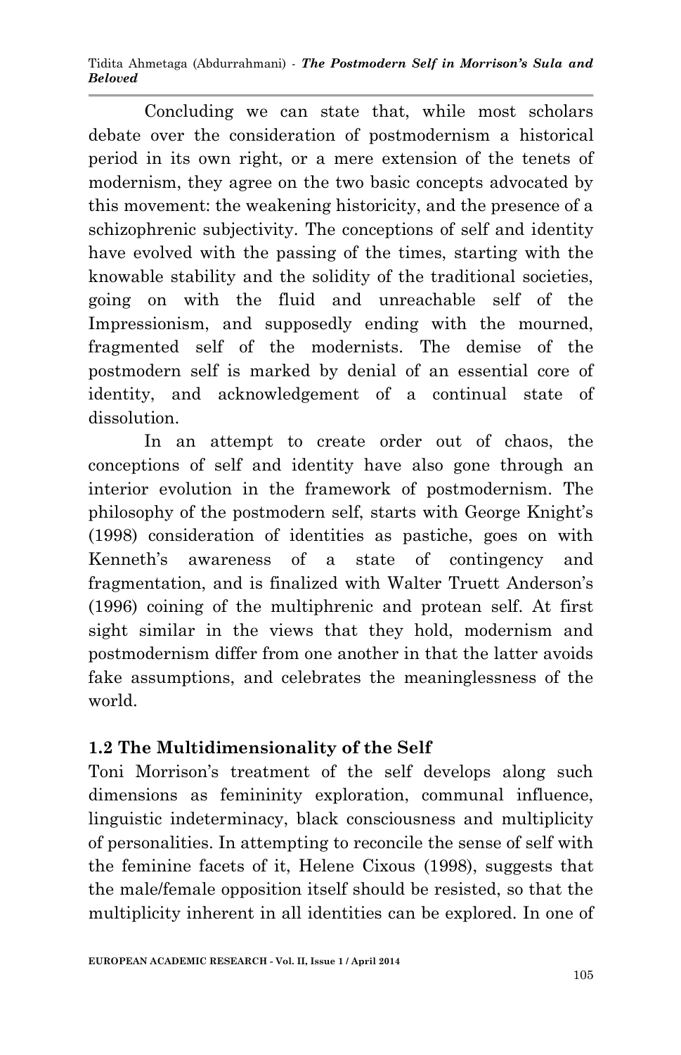Concluding we can state that, while most scholars debate over the consideration of postmodernism a historical period in its own right, or a mere extension of the tenets of modernism, they agree on the two basic concepts advocated by this movement: the weakening historicity, and the presence of a schizophrenic subjectivity. The conceptions of self and identity have evolved with the passing of the times, starting with the knowable stability and the solidity of the traditional societies, going on with the fluid and unreachable self of the Impressionism, and supposedly ending with the mourned, fragmented self of the modernists. The demise of the postmodern self is marked by denial of an essential core of identity, and acknowledgement of a continual state of dissolution.

In an attempt to create order out of chaos, the conceptions of self and identity have also gone through an interior evolution in the framework of postmodernism. The philosophy of the postmodern self, starts with George Knight's (1998) consideration of identities as pastiche, goes on with Kenneth's awareness of a state of contingency and fragmentation, and is finalized with Walter Truett Anderson's (1996) coining of the multiphrenic and protean self. At first sight similar in the views that they hold, modernism and postmodernism differ from one another in that the latter avoids fake assumptions, and celebrates the meaninglessness of the world.

## 1.2 The Multidimensionality of the Self

Toni Morrison's treatment of the self develops along such dimensions as femininity exploration, communal influence, linguistic indeterminacy, black consciousness and multiplicity of personalities. In attempting to reconcile the sense of self with the feminine facets of it, Helene Cixous (1998), suggests that the male/female opposition itself should be resisted, so that the multiplicity inherent in all identities can be explored. In one of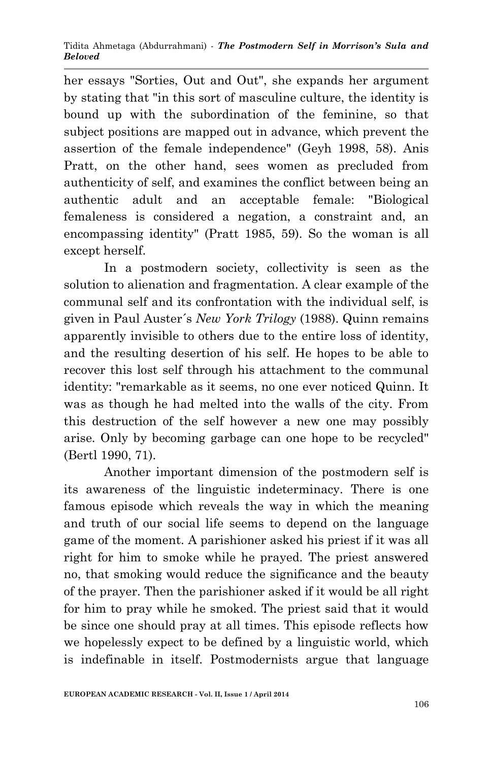her essays "Sorties, Out and Out", she expands her argument by stating that "in this sort of masculine culture, the identity is bound up with the subordination of the feminine, so that subject positions are mapped out in advance, which prevent the assertion of the female independence" (Geyh 1998, 58). Anis Pratt, on the other hand, sees women as precluded from authenticity of self, and examines the conflict between being an authentic adult and an acceptable female: "Biological femaleness is considered a negation, a constraint and, an encompassing identity" (Pratt 1985, 59). So the woman is all except herself.

In a postmodern society, collectivity is seen as the solution to alienation and fragmentation. A clear example of the communal self and its confrontation with the individual self, is given in Paul Auster´s *New York Trilogy* (1988). Quinn remains apparently invisible to others due to the entire loss of identity, and the resulting desertion of his self. He hopes to be able to recover this lost self through his attachment to the communal identity: "remarkable as it seems, no one ever noticed Quinn. It was as though he had melted into the walls of the city. From this destruction of the self however a new one may possibly arise. Only by becoming garbage can one hope to be recycled" (Bertl 1990, 71).

Another important dimension of the postmodern self is its awareness of the linguistic indeterminacy. There is one famous episode which reveals the way in which the meaning and truth of our social life seems to depend on the language game of the moment. A parishioner asked his priest if it was all right for him to smoke while he prayed. The priest answered no, that smoking would reduce the significance and the beauty of the prayer. Then the parishioner asked if it would be all right for him to pray while he smoked. The priest said that it would be since one should pray at all times. This episode reflects how we hopelessly expect to be defined by a linguistic world, which is indefinable in itself. Postmodernists argue that language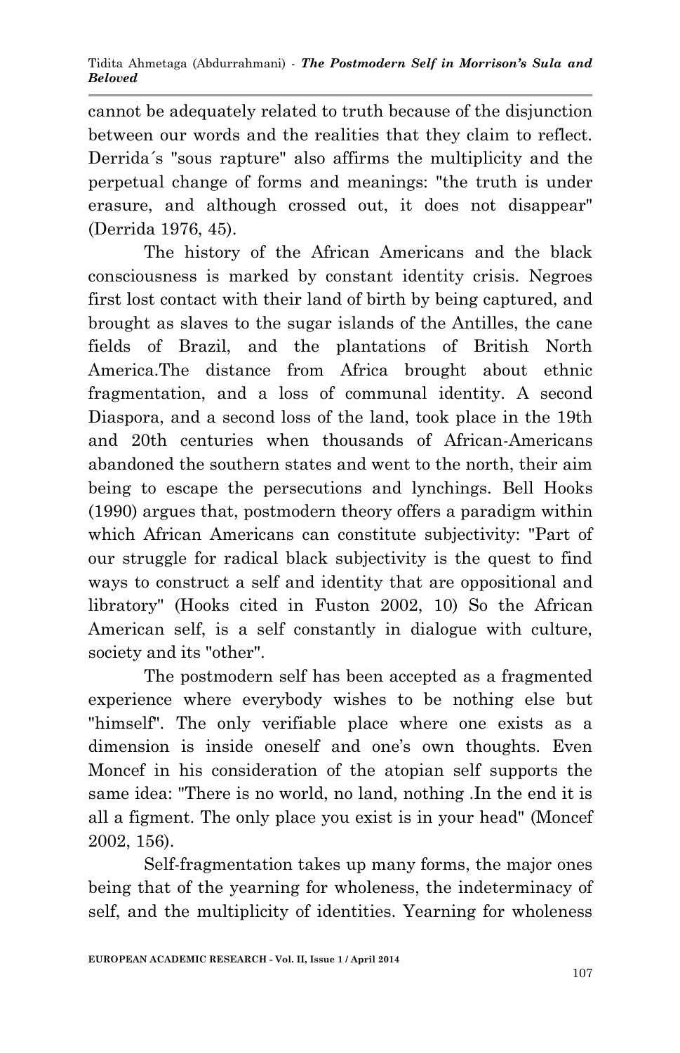cannot be adequately related to truth because of the disjunction between our words and the realities that they claim to reflect. Derrida´s "sous rapture" also affirms the multiplicity and the perpetual change of forms and meanings: "the truth is under erasure, and although crossed out, it does not disappear" (Derrida 1976, 45).

The history of the African Americans and the black consciousness is marked by constant identity crisis. Negroes first lost contact with their land of birth by being captured, and brought as slaves to the sugar islands of the Antilles, the cane fields of Brazil, and the plantations of British North America.The distance from Africa brought about ethnic fragmentation, and a loss of communal identity. A second Diaspora, and a second loss of the land, took place in the 19th and 20th centuries when thousands of African-Americans abandoned the southern states and went to the north, their aim being to escape the persecutions and lynchings. Bell Hooks (1990) argues that, postmodern theory offers a paradigm within which African Americans can constitute subjectivity: "Part of our struggle for radical black subjectivity is the quest to find ways to construct a self and identity that are oppositional and libratory" (Hooks cited in Fuston 2002, 10) So the African American self, is a self constantly in dialogue with culture, society and its "other".

The postmodern self has been accepted as a fragmented experience where everybody wishes to be nothing else but "himself". The only verifiable place where one exists as a dimension is inside oneself and one's own thoughts. Even Moncef in his consideration of the atopian self supports the same idea: "There is no world, no land, nothing .In the end it is all a figment. The only place you exist is in your head" (Moncef 2002, 156).

Self-fragmentation takes up many forms, the major ones being that of the yearning for wholeness, the indeterminacy of self, and the multiplicity of identities. Yearning for wholeness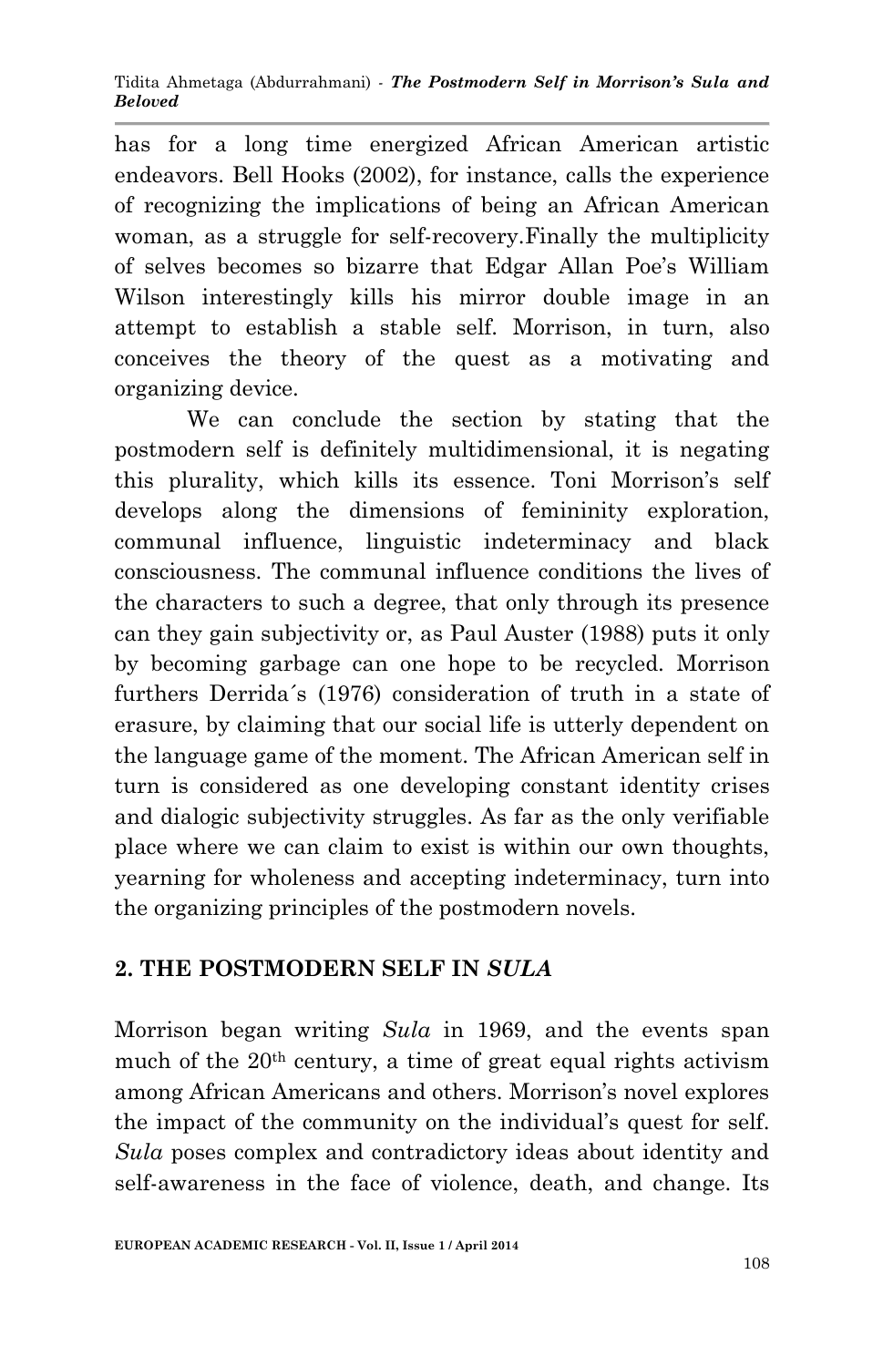has for a long time energized African American artistic endeavors. Bell Hooks (2002), for instance, calls the experience of recognizing the implications of being an African American woman, as a struggle for self-recovery.Finally the multiplicity of selves becomes so bizarre that Edgar Allan Poe's William Wilson interestingly kills his mirror double image in an attempt to establish a stable self. Morrison, in turn, also conceives the theory of the quest as a motivating and organizing device.

We can conclude the section by stating that the postmodern self is definitely multidimensional, it is negating this plurality, which kills its essence. Toni Morrison's self develops along the dimensions of femininity exploration, communal influence, linguistic indeterminacy and black consciousness. The communal influence conditions the lives of the characters to such a degree, that only through its presence can they gain subjectivity or, as Paul Auster (1988) puts it only by becoming garbage can one hope to be recycled. Morrison furthers Derrida´s (1976) consideration of truth in a state of erasure, by claiming that our social life is utterly dependent on the language game of the moment. The African American self in turn is considered as one developing constant identity crises and dialogic subjectivity struggles. As far as the only verifiable place where we can claim to exist is within our own thoughts, yearning for wholeness and accepting indeterminacy, turn into the organizing principles of the postmodern novels.

## 2. THE POSTMODERN SELF IN *SULA*

Morrison began writing *Sula* in 1969, and the events span much of the 20th century, a time of great equal rights activism among African Americans and others. Morrison's novel explores the impact of the community on the individual's quest for self. *Sula* poses complex and contradictory ideas about identity and self-awareness in the face of violence, death, and change. Its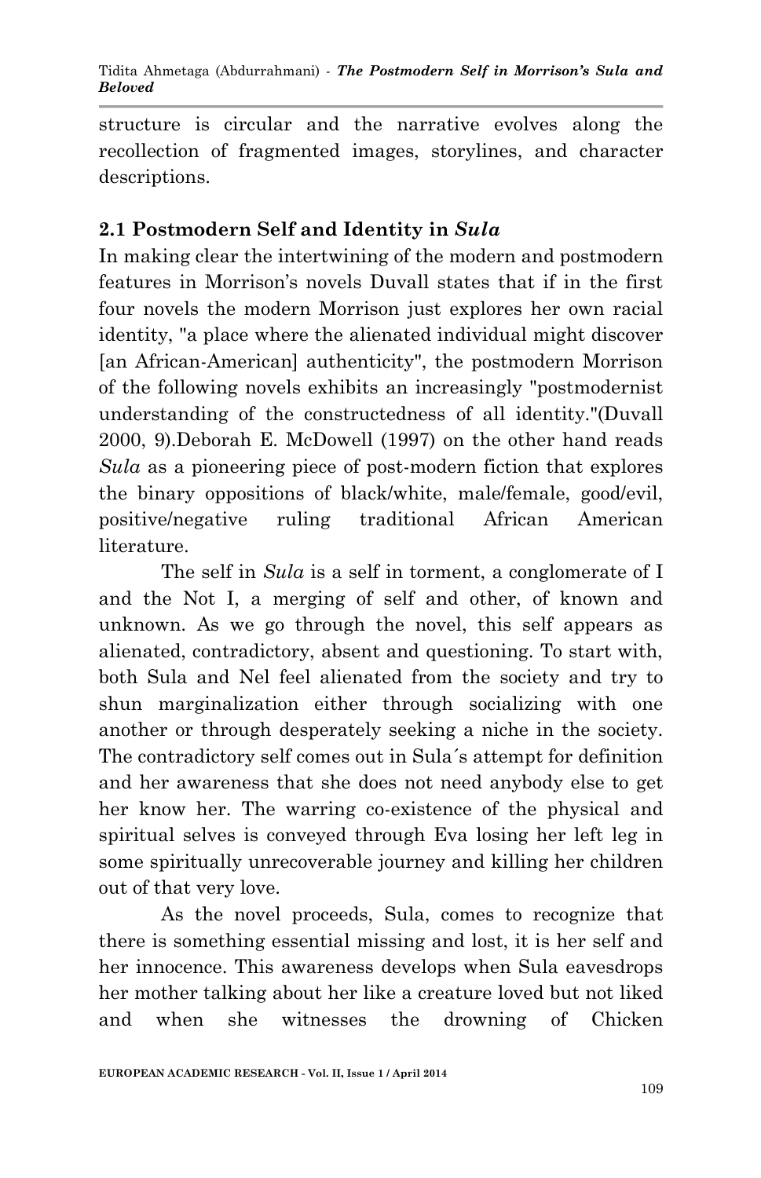structure is circular and the narrative evolves along the recollection of fragmented images, storylines, and character descriptions.

## 2.1 Postmodern Self and Identity in *Sula*

In making clear the intertwining of the modern and postmodern features in Morrison's novels Duvall states that if in the first four novels the modern Morrison just explores her own racial identity, "a place where the alienated individual might discover [an African-American] authenticity", the postmodern Morrison of the following novels exhibits an increasingly "postmodernist understanding of the constructedness of all identity."(Duvall 2000, 9).Deborah E. McDowell (1997) on the other hand reads *Sula* as a pioneering piece of post-modern fiction that explores the binary oppositions of black/white, male/female, good/evil, positive/negative ruling traditional African American literature.

The self in *Sula* is a self in torment, a conglomerate of I and the Not I, a merging of self and other, of known and unknown. As we go through the novel, this self appears as alienated, contradictory, absent and questioning. To start with, both Sula and Nel feel alienated from the society and try to shun marginalization either through socializing with one another or through desperately seeking a niche in the society. The contradictory self comes out in Sula´s attempt for definition and her awareness that she does not need anybody else to get her know her. The warring co-existence of the physical and spiritual selves is conveyed through Eva losing her left leg in some spiritually unrecoverable journey and killing her children out of that very love.

As the novel proceeds, Sula, comes to recognize that there is something essential missing and lost, it is her self and her innocence. This awareness develops when Sula eavesdrops her mother talking about her like a creature loved but not liked and when she witnesses the drowning of Chicken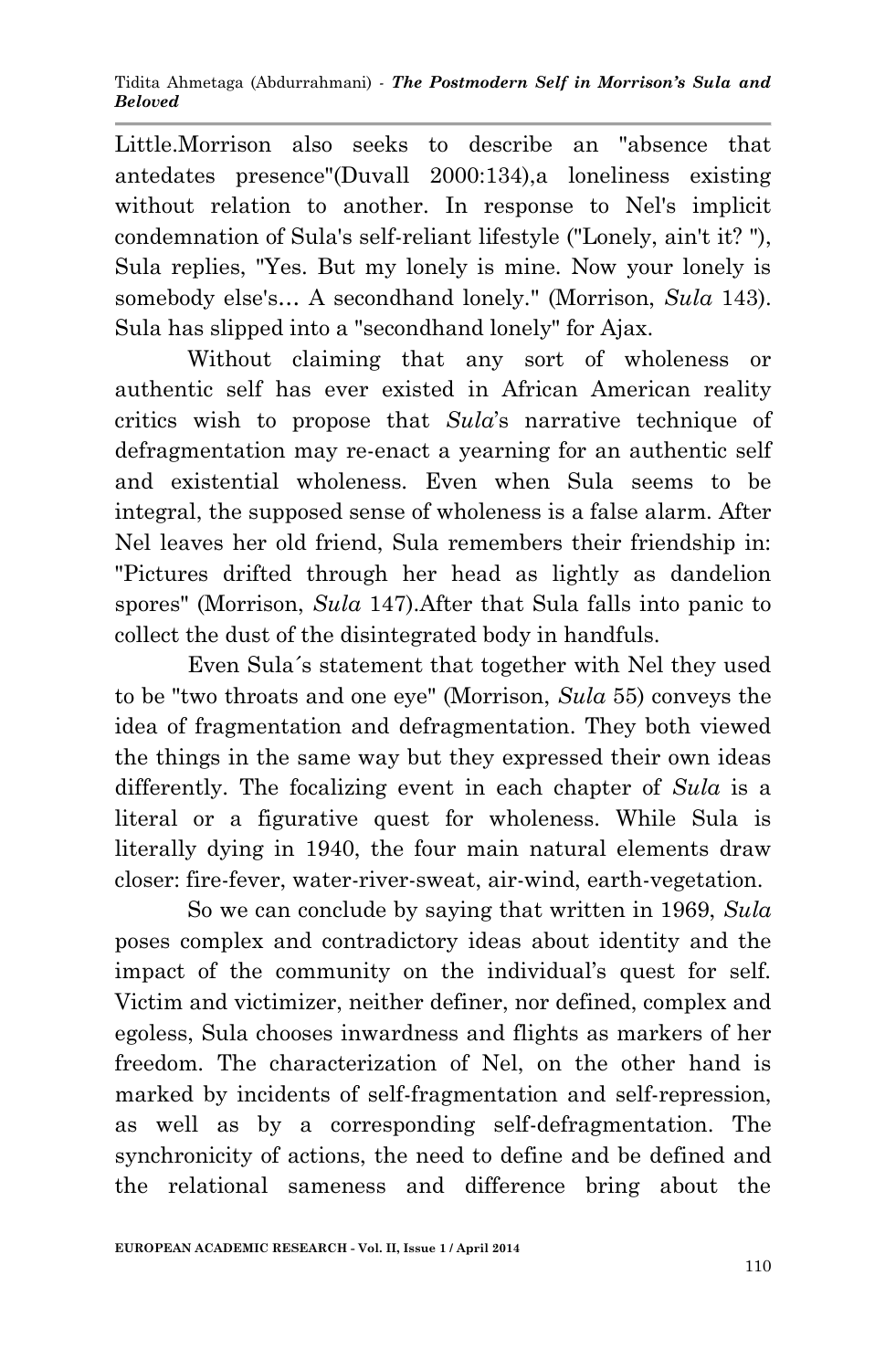Little.Morrison also seeks to describe an "absence that antedates presence"(Duvall 2000:134),a loneliness existing without relation to another. In response to Nel's implicit condemnation of Sula's self-reliant lifestyle ("Lonely, ain't it? "), Sula replies, "Yes. But my lonely is mine. Now your lonely is somebody else's… A secondhand lonely." (Morrison, *Sula* 143). Sula has slipped into a "secondhand lonely" for Ajax.

Without claiming that any sort of wholeness or authentic self has ever existed in African American reality critics wish to propose that *Sula*'s narrative technique of defragmentation may re-enact a yearning for an authentic self and existential wholeness. Even when Sula seems to be integral, the supposed sense of wholeness is a false alarm. After Nel leaves her old friend, Sula remembers their friendship in: "Pictures drifted through her head as lightly as dandelion spores" (Morrison, *Sula* 147).After that Sula falls into panic to collect the dust of the disintegrated body in handfuls.

Even Sula´s statement that together with Nel they used to be "two throats and one eye" (Morrison, *Sula* 55) conveys the idea of fragmentation and defragmentation. They both viewed the things in the same way but they expressed their own ideas differently. The focalizing event in each chapter of *Sula* is a literal or a figurative quest for wholeness. While Sula is literally dying in 1940, the four main natural elements draw closer: fire-fever, water-river-sweat, air-wind, earth-vegetation.

So we can conclude by saying that written in 1969, *Sula* poses complex and contradictory ideas about identity and the impact of the community on the individual's quest for self. Victim and victimizer, neither definer, nor defined, complex and egoless, Sula chooses inwardness and flights as markers of her freedom. The characterization of Nel, on the other hand is marked by incidents of self-fragmentation and self-repression, as well as by a corresponding self-defragmentation. The synchronicity of actions, the need to define and be defined and the relational sameness and difference bring about the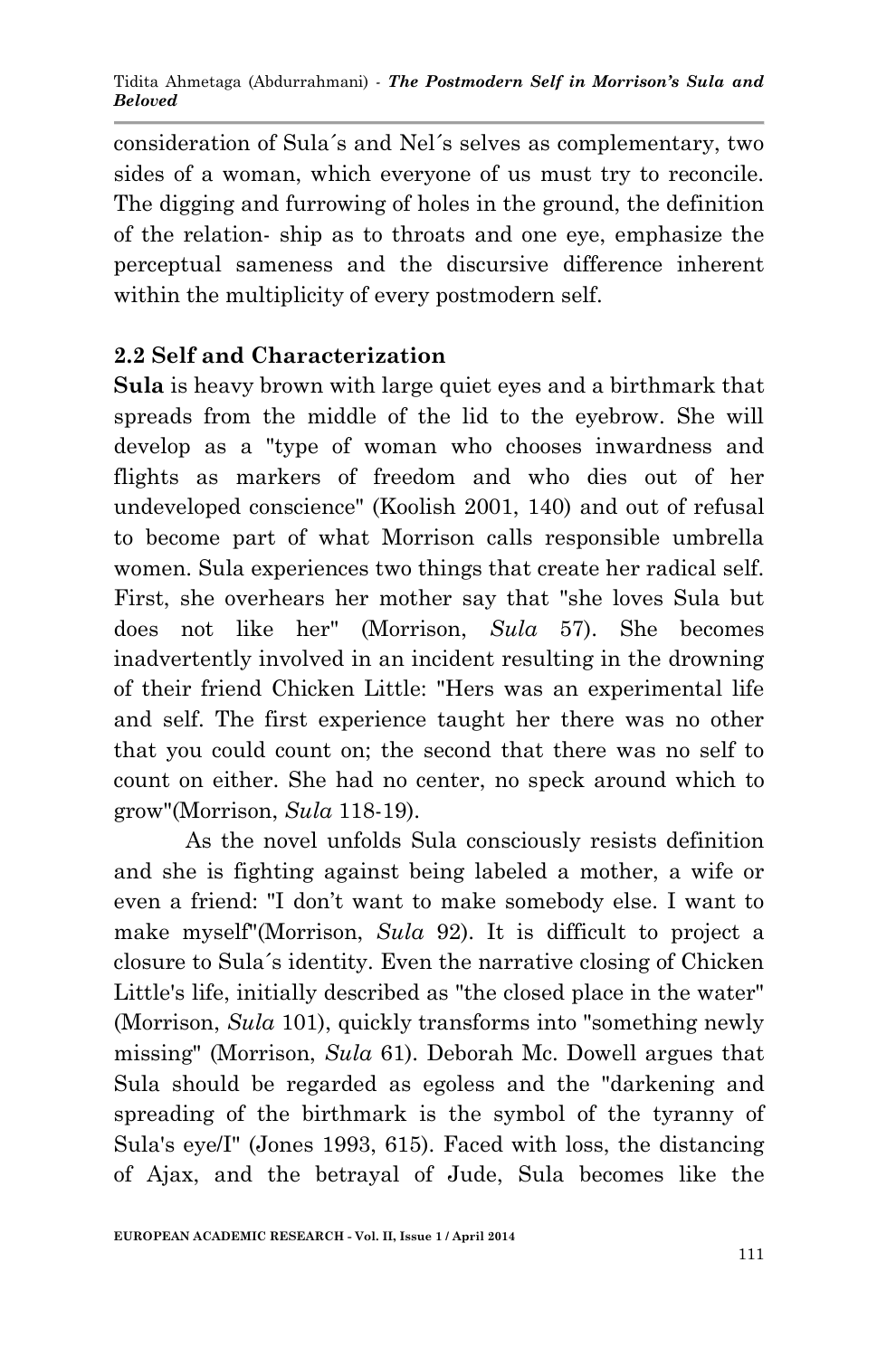consideration of Sula´s and Nel´s selves as complementary, two sides of a woman, which everyone of us must try to reconcile. The digging and furrowing of holes in the ground, the definition of the relation- ship as to throats and one eye, emphasize the perceptual sameness and the discursive difference inherent within the multiplicity of every postmodern self.

## 2.2 Self and Characterization

**Sula** is heavy brown with large quiet eyes and a birthmark that spreads from the middle of the lid to the eyebrow. She will develop as a "type of woman who chooses inwardness and flights as markers of freedom and who dies out of her undeveloped conscience" (Koolish 2001, 140) and out of refusal to become part of what Morrison calls responsible umbrella women. Sula experiences two things that create her radical self. First, she overhears her mother say that "she loves Sula but does not like her" (Morrison, *Sula* 57). She becomes inadvertently involved in an incident resulting in the drowning of their friend Chicken Little: "Hers was an experimental life and self. The first experience taught her there was no other that you could count on; the second that there was no self to count on either. She had no center, no speck around which to grow"(Morrison, *Sula* 118-19).

As the novel unfolds Sula consciously resists definition and she is fighting against being labeled a mother, a wife or even a friend: "I don't want to make somebody else. I want to make myself"(Morrison, *Sula* 92). It is difficult to project a closure to Sula´s identity. Even the narrative closing of Chicken Little's life, initially described as "the closed place in the water" (Morrison, *Sula* 101), quickly transforms into "something newly missing" (Morrison, *Sula* 61). Deborah Mc. Dowell argues that Sula should be regarded as egoless and the "darkening and spreading of the birthmark is the symbol of the tyranny of Sula's eye/I" (Jones 1993, 615). Faced with loss, the distancing of Ajax, and the betrayal of Jude, Sula becomes like the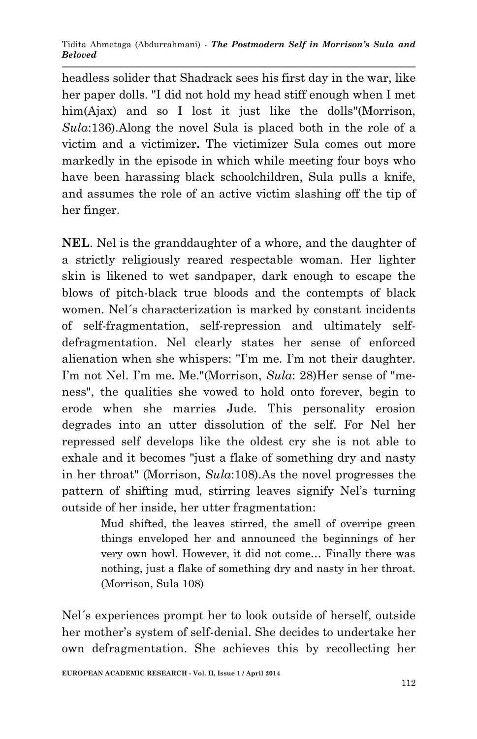headless solider that Shadrack sees his first day in the war, like her paper dolls. "I did not hold my head stiff enough when I met him(Ajax) and so I lost it just like the dolls"(Morrison, *Sula*:136).Along the novel Sula is placed both in the role of a victim and a victimizer**.** The victimizer Sula comes out more markedly in the episode in which while meeting four boys who have been harassing black schoolchildren, Sula pulls a knife, and assumes the role of an active victim slashing off the tip of her finger.

**NEL**. Nel is the granddaughter of a whore, and the daughter of a strictly religiously reared respectable woman. Her lighter skin is likened to wet sandpaper, dark enough to escape the blows of pitch-black true bloods and the contempts of black women. Nel´s characterization is marked by constant incidents of self-fragmentation, self-repression and ultimately self-defragmentation. Nel clearly states her sense of enforced alienation when she whispers: "I'm me. I'm not their daughter. I'm not Nel. I'm me. Me."(Morrison, *Sula*: 28)Her sense of "me-ness", the qualities she vowed to hold onto forever, begin to erode when she marries Jude. This personality erosion degrades into an utter dissolution of the self. For Nel her repressed self develops like the oldest cry she is not able to exhale and it becomes "just a flake of something dry and nasty in her throat" (Morrison, *Sula*:108).As the novel progresses the pattern of shifting mud, stirring leaves signify Nel's turning outside of her inside, her utter fragmentation:

> Mud shifted, the leaves stirred, the smell of overripe green things enveloped her and announced the beginnings of her very own howl. However, it did not come… Finally there was nothing, just a flake of something dry and nasty in her throat. (Morrison, Sula 108)

Nel´s experiences prompt her to look outside of herself, outside her mother's system of self-denial. She decides to undertake her own defragmentation. She achieves this by recollecting her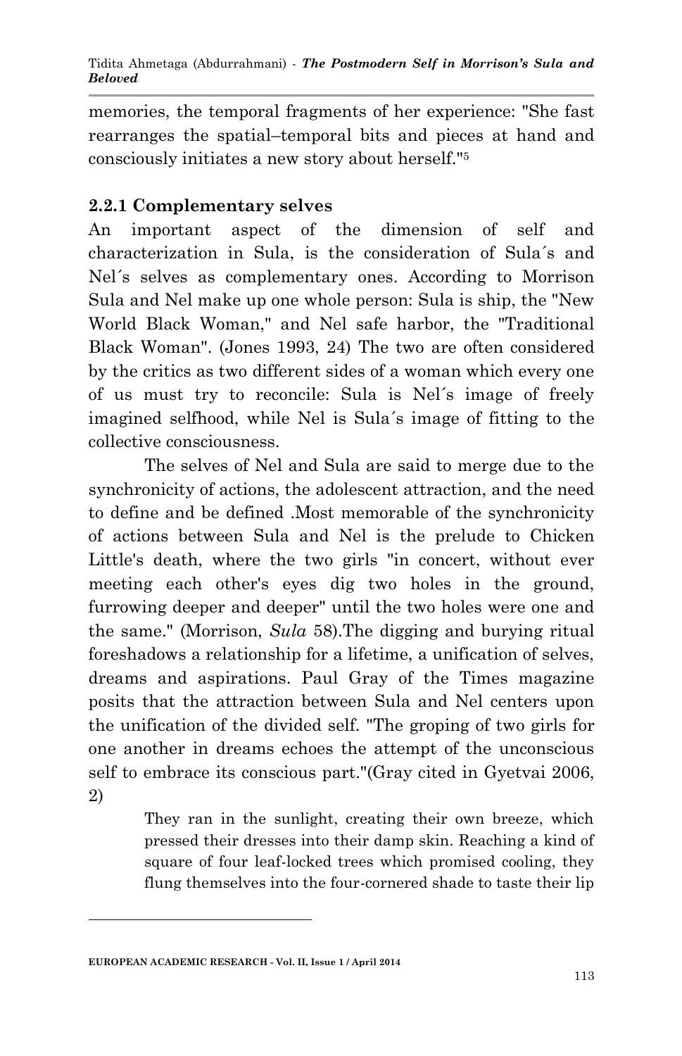memories, the temporal fragments of her experience: "She fast rearranges the spatial–temporal bits and pieces at hand and consciously initiates a new story about herself."[5]

### 2.2.1 Complementary selves

An important aspect of the dimension of self and characterization in Sula, is the consideration of Sula´s and Nel´s selves as complementary ones. According to Morrison Sula and Nel make up one whole person: Sula is ship, the "New World Black Woman," and Nel safe harbor, the "Traditional Black Woman". (Jones 1993, 24) The two are often considered by the critics as two different sides of a woman which every one of us must try to reconcile: Sula is Nel´s image of freely imagined selfhood, while Nel is Sula´s image of fitting to the collective consciousness.

The selves of Nel and Sula are said to merge due to the synchronicity of actions, the adolescent attraction, and the need to define and be defined .Most memorable of the synchronicity of actions between Sula and Nel is the prelude to Chicken Little's death, where the two girls "in concert, without ever meeting each other's eyes dig two holes in the ground, furrowing deeper and deeper" until the two holes were one and the same." (Morrison, *Sula* 58).The digging and burying ritual foreshadows a relationship for a lifetime, a unification of selves, dreams and aspirations. Paul Gray of the Times magazine posits that the attraction between Sula and Nel centers upon the unification of the divided self. "The groping of two girls for one another in dreams echoes the attempt of the unconscious self to embrace its conscious part."(Gray cited in Gyetvai 2006, 2)

> They ran in the sunlight, creating their own breeze, which pressed their dresses into their damp skin. Reaching a kind of square of four leaf-locked trees which promised cooling, they flung themselves into the four-cornered shade to taste their lip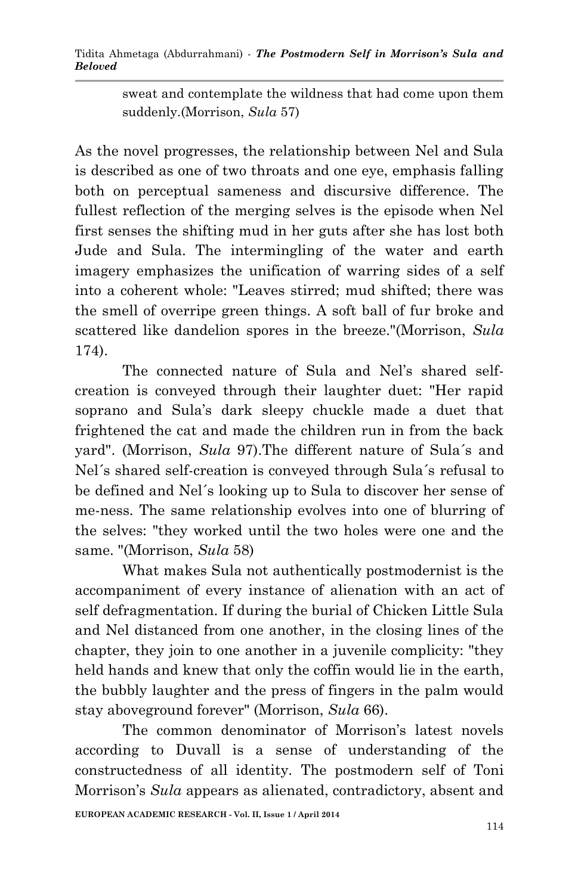sweat and contemplate the wildness that had come upon them suddenly.(Morrison, *Sula* 57)

As the novel progresses, the relationship between Nel and Sula is described as one of two throats and one eye, emphasis falling both on perceptual sameness and discursive difference. The fullest reflection of the merging selves is the episode when Nel first senses the shifting mud in her guts after she has lost both Jude and Sula. The intermingling of the water and earth imagery emphasizes the unification of warring sides of a self into a coherent whole: "Leaves stirred; mud shifted; there was the smell of overripe green things. A soft ball of fur broke and scattered like dandelion spores in the breeze."(Morrison, *Sula* 174).

The connected nature of Sula and Nel's shared self-creation is conveyed through their laughter duet: "Her rapid soprano and Sula's dark sleepy chuckle made a duet that frightened the cat and made the children run in from the back yard". (Morrison, *Sula* 97).The different nature of Sula´s and Nel´s shared self-creation is conveyed through Sula´s refusal to be defined and Nel´s looking up to Sula to discover her sense of me-ness. The same relationship evolves into one of blurring of the selves: "they worked until the two holes were one and the same. "(Morrison, *Sula* 58)

What makes Sula not authentically postmodernist is the accompaniment of every instance of alienation with an act of self defragmentation. If during the burial of Chicken Little Sula and Nel distanced from one another, in the closing lines of the chapter, they join to one another in a juvenile complicity: "they held hands and knew that only the coffin would lie in the earth, the bubbly laughter and the press of fingers in the palm would stay aboveground forever" (Morrison, *Sula* 66).

The common denominator of Morrison's latest novels according to Duvall is a sense of understanding of the constructedness of all identity. The postmodern self of Toni Morrison's *Sula* appears as alienated, contradictory, absent and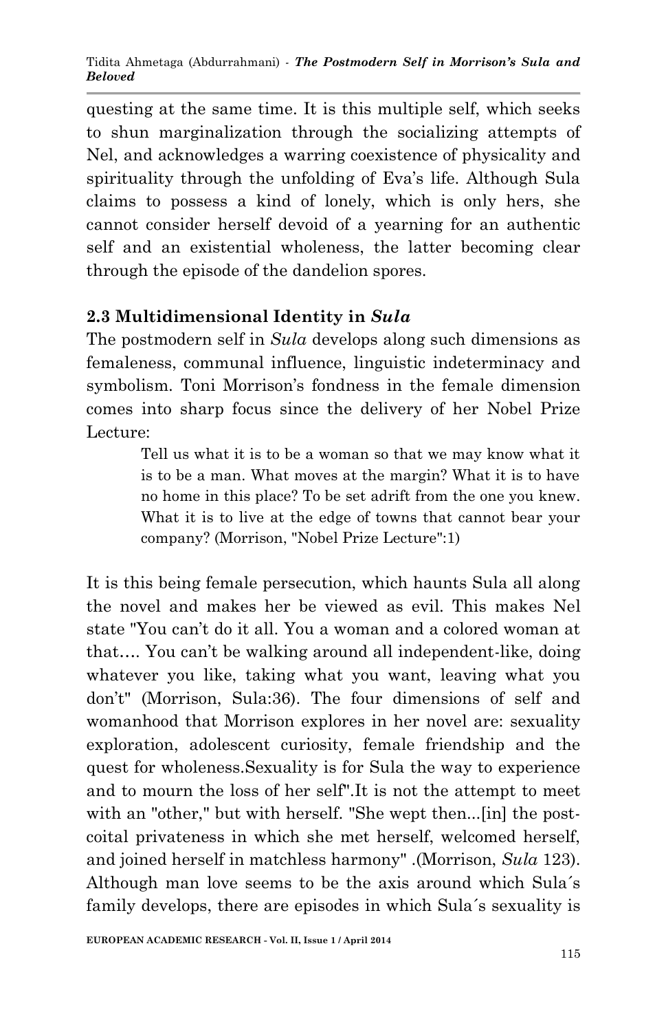questing at the same time. It is this multiple self, which seeks to shun marginalization through the socializing attempts of Nel, and acknowledges a warring coexistence of physicality and spirituality through the unfolding of Eva's life. Although Sula claims to possess a kind of lonely, which is only hers, she cannot consider herself devoid of a yearning for an authentic self and an existential wholeness, the latter becoming clear through the episode of the dandelion spores.

### 2.3 Multidimensional Identity in *Sula*

The postmodern self in *Sula* develops along such dimensions as femaleness, communal influence, linguistic indeterminacy and symbolism. Toni Morrison's fondness in the female dimension comes into sharp focus since the delivery of her Nobel Prize Lecture:

> Tell us what it is to be a woman so that we may know what it is to be a man. What moves at the margin? What it is to have no home in this place? To be set adrift from the one you knew. What it is to live at the edge of towns that cannot bear your company? (Morrison, "Nobel Prize Lecture":1)

It is this being female persecution, which haunts Sula all along the novel and makes her be viewed as evil. This makes Nel state "You can't do it all. You a woman and a colored woman at that…. You can't be walking around all independent-like, doing whatever you like, taking what you want, leaving what you don't" (Morrison, Sula:36). The four dimensions of self and womanhood that Morrison explores in her novel are: sexuality exploration, adolescent curiosity, female friendship and the quest for wholeness.Sexuality is for Sula the way to experience and to mourn the loss of her self".It is not the attempt to meet with an "other," but with herself. "She wept then...[in] the post-coital privateness in which she met herself, welcomed herself, and joined herself in matchless harmony" .(Morrison, *Sula* 123). Although man love seems to be the axis around which Sula´s family develops, there are episodes in which Sula´s sexuality is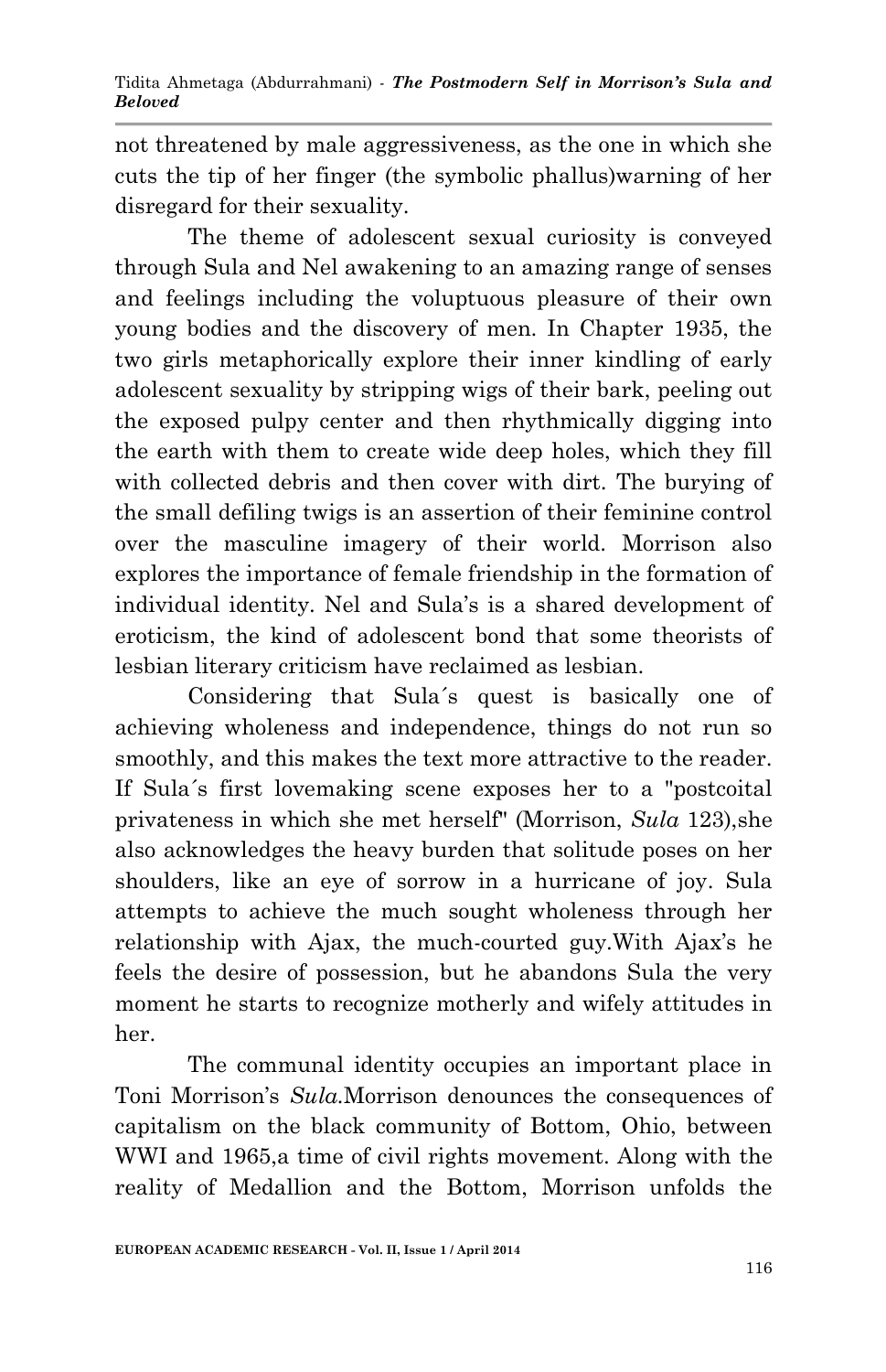not threatened by male aggressiveness, as the one in which she cuts the tip of her finger (the symbolic phallus)warning of her disregard for their sexuality.

The theme of adolescent sexual curiosity is conveyed through Sula and Nel awakening to an amazing range of senses and feelings including the voluptuous pleasure of their own young bodies and the discovery of men. In Chapter 1935, the two girls metaphorically explore their inner kindling of early adolescent sexuality by stripping wigs of their bark, peeling out the exposed pulpy center and then rhythmically digging into the earth with them to create wide deep holes, which they fill with collected debris and then cover with dirt. The burying of the small defiling twigs is an assertion of their feminine control over the masculine imagery of their world. Morrison also explores the importance of female friendship in the formation of individual identity. Nel and Sula's is a shared development of eroticism, the kind of adolescent bond that some theorists of lesbian literary criticism have reclaimed as lesbian.

Considering that Sula´s quest is basically one of achieving wholeness and independence, things do not run so smoothly, and this makes the text more attractive to the reader. If Sula´s first lovemaking scene exposes her to a "postcoital privateness in which she met herself" (Morrison, *Sula* 123),she also acknowledges the heavy burden that solitude poses on her shoulders, like an eye of sorrow in a hurricane of joy. Sula attempts to achieve the much sought wholeness through her relationship with Ajax, the much-courted guy.With Ajax's he feels the desire of possession, but he abandons Sula the very moment he starts to recognize motherly and wifely attitudes in her.

The communal identity occupies an important place in Toni Morrison's *Sula.*Morrison denounces the consequences of capitalism on the black community of Bottom, Ohio, between WWI and 1965,a time of civil rights movement. Along with the reality of Medallion and the Bottom, Morrison unfolds the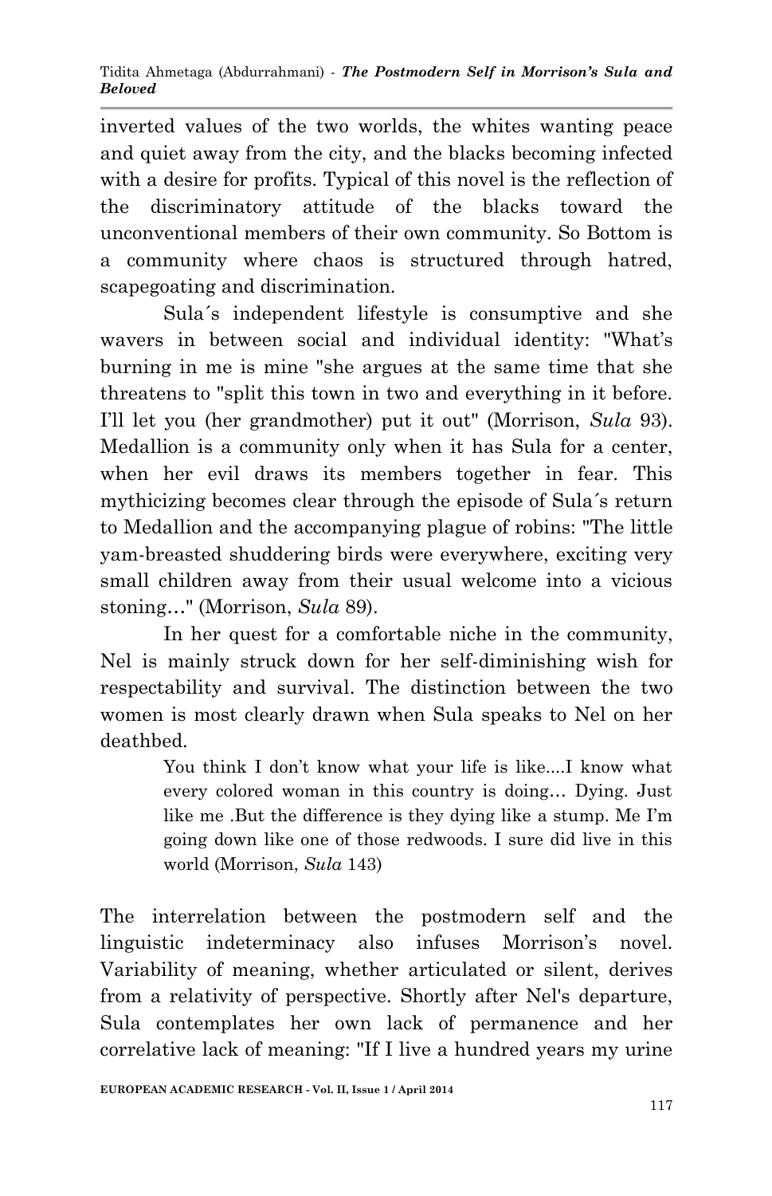inverted values of the two worlds, the whites wanting peace and quiet away from the city, and the blacks becoming infected with a desire for profits. Typical of this novel is the reflection of the discriminatory attitude of the blacks toward the unconventional members of their own community. So Bottom is a community where chaos is structured through hatred, scapegoating and discrimination.

Sula´s independent lifestyle is consumptive and she wavers in between social and individual identity: "What's burning in me is mine "she argues at the same time that she threatens to "split this town in two and everything in it before. I'll let you (her grandmother) put it out" (Morrison, *Sula* 93). Medallion is a community only when it has Sula for a center, when her evil draws its members together in fear. This mythicizing becomes clear through the episode of Sula´s return to Medallion and the accompanying plague of robins: "The little yam-breasted shuddering birds were everywhere, exciting very small children away from their usual welcome into a vicious stoning…" (Morrison, *Sula* 89).

In her quest for a comfortable niche in the community, Nel is mainly struck down for her self-diminishing wish for respectability and survival. The distinction between the two women is most clearly drawn when Sula speaks to Nel on her deathbed.

> You think I don't know what your life is like....I know what every colored woman in this country is doing… Dying. Just like me .But the difference is they dying like a stump. Me I'm going down like one of those redwoods. I sure did live in this world (Morrison, *Sula* 143)

The interrelation between the postmodern self and the linguistic indeterminacy also infuses Morrison's novel. Variability of meaning, whether articulated or silent, derives from a relativity of perspective. Shortly after Nel's departure, Sula contemplates her own lack of permanence and her correlative lack of meaning: "If I live a hundred years my urine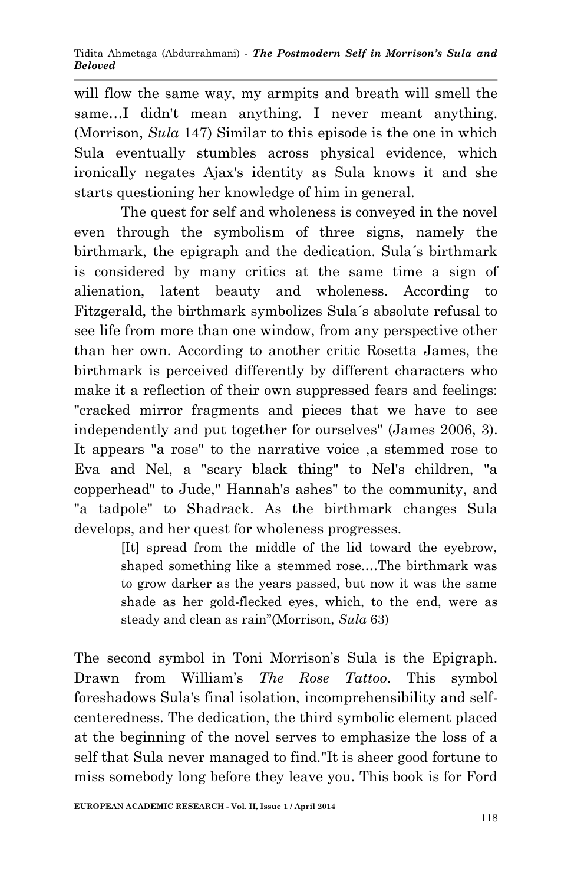will flow the same way, my armpits and breath will smell the same…I didn't mean anything. I never meant anything. (Morrison, *Sula* 147) Similar to this episode is the one in which Sula eventually stumbles across physical evidence, which ironically negates Ajax's identity as Sula knows it and she starts questioning her knowledge of him in general.

The quest for self and wholeness is conveyed in the novel even through the symbolism of three signs, namely the birthmark, the epigraph and the dedication. Sula´s birthmark is considered by many critics at the same time a sign of alienation, latent beauty and wholeness. According to Fitzgerald, the birthmark symbolizes Sula´s absolute refusal to see life from more than one window, from any perspective other than her own. According to another critic Rosetta James, the birthmark is perceived differently by different characters who make it a reflection of their own suppressed fears and feelings: "cracked mirror fragments and pieces that we have to see independently and put together for ourselves" (James 2006, 3). It appears "a rose" to the narrative voice ,a stemmed rose to Eva and Nel, a "scary black thing" to Nel's children, "a copperhead" to Jude," Hannah's ashes" to the community, and "a tadpole" to Shadrack. As the birthmark changes Sula develops, and her quest for wholeness progresses.

> [It] spread from the middle of the lid toward the eyebrow, shaped something like a stemmed rose.…The birthmark was to grow darker as the years passed, but now it was the same shade as her gold-flecked eyes, which, to the end, were as steady and clean as rain"(Morrison, *Sula* 63)

The second symbol in Toni Morrison's Sula is the Epigraph. Drawn from William's *The Rose Tattoo*. This symbol foreshadows Sula's final isolation, incomprehensibility and self-centeredness. The dedication, the third symbolic element placed at the beginning of the novel serves to emphasize the loss of a self that Sula never managed to find."It is sheer good fortune to miss somebody long before they leave you. This book is for Ford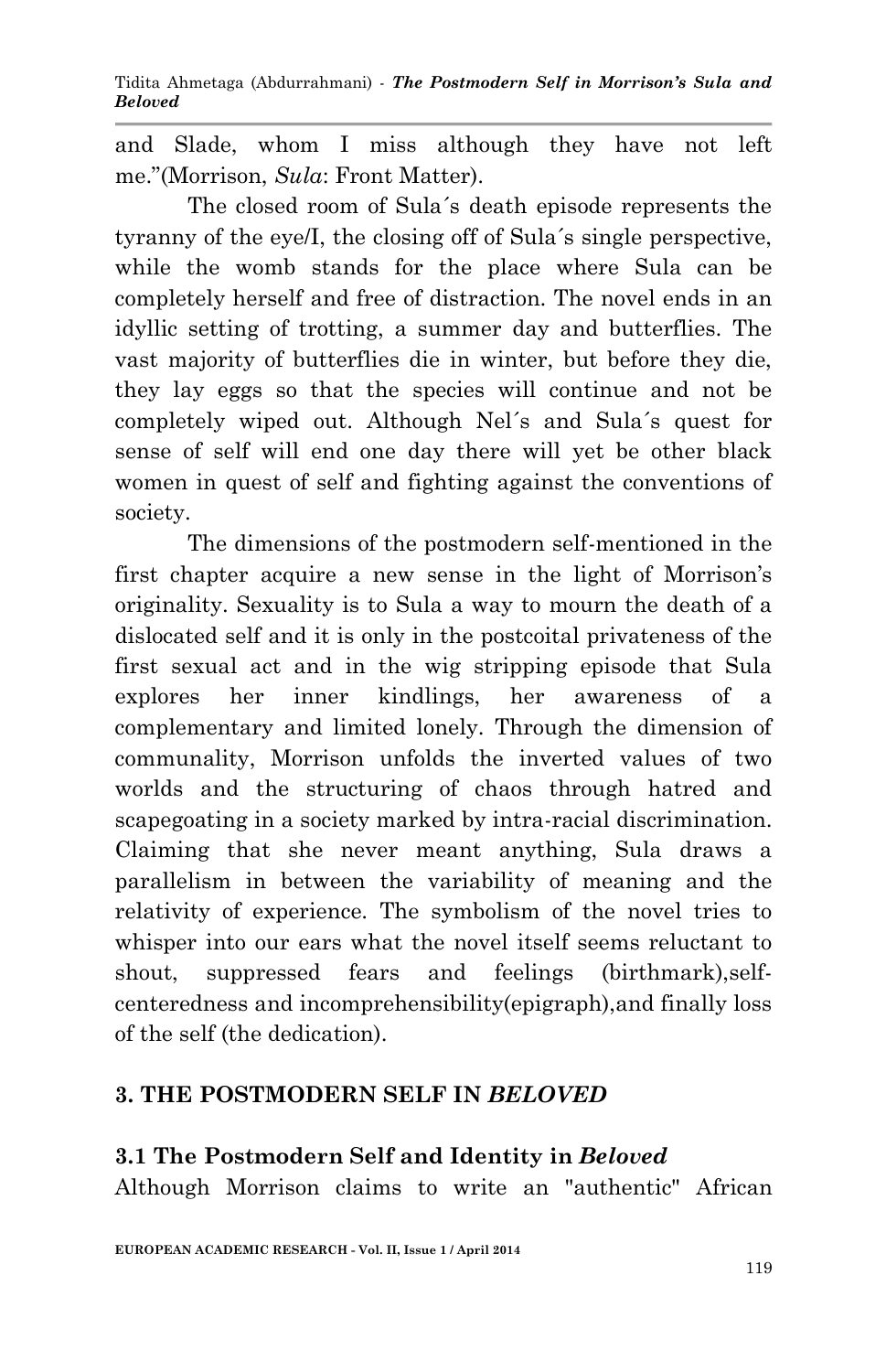and Slade, whom I miss although they have not left me."(Morrison, *Sula*: Front Matter).

The closed room of Sula´s death episode represents the tyranny of the eye/I, the closing off of Sula´s single perspective, while the womb stands for the place where Sula can be completely herself and free of distraction. The novel ends in an idyllic setting of trotting, a summer day and butterflies. The vast majority of butterflies die in winter, but before they die, they lay eggs so that the species will continue and not be completely wiped out. Although Nel´s and Sula´s quest for sense of self will end one day there will yet be other black women in quest of self and fighting against the conventions of society.

The dimensions of the postmodern self-mentioned in the first chapter acquire a new sense in the light of Morrison's originality. Sexuality is to Sula a way to mourn the death of a dislocated self and it is only in the postcoital privateness of the first sexual act and in the wig stripping episode that Sula explores her inner kindlings, her awareness of a complementary and limited lonely. Through the dimension of communality, Morrison unfolds the inverted values of two worlds and the structuring of chaos through hatred and scapegoating in a society marked by intra-racial discrimination. Claiming that she never meant anything, Sula draws a parallelism in between the variability of meaning and the relativity of experience. The symbolism of the novel tries to whisper into our ears what the novel itself seems reluctant to shout, suppressed fears and feelings (birthmark),self-centeredness and incomprehensibility(epigraph),and finally loss of the self (the dedication).

## 3. THE POSTMODERN SELF IN *BELOVED*

### 3.1 The Postmodern Self and Identity in *Beloved*

Although Morrison claims to write an "authentic" African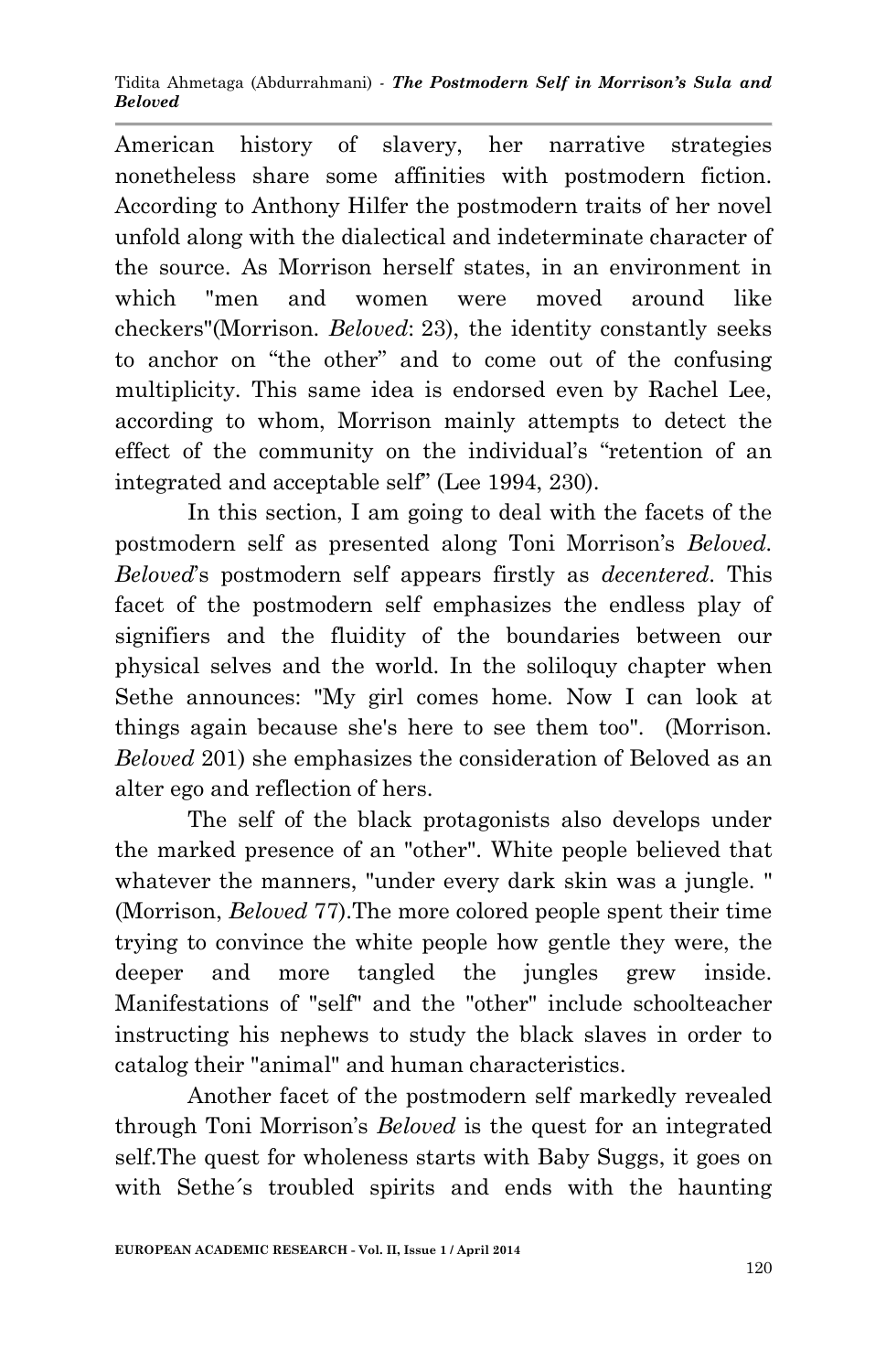American history of slavery, her narrative strategies nonetheless share some affinities with postmodern fiction. According to Anthony Hilfer the postmodern traits of her novel unfold along with the dialectical and indeterminate character of the source. As Morrison herself states, in an environment in which "men and women were moved around like checkers"(Morrison. *Beloved*: 23), the identity constantly seeks to anchor on "the other" and to come out of the confusing multiplicity. This same idea is endorsed even by Rachel Lee, according to whom, Morrison mainly attempts to detect the effect of the community on the individual's "retention of an integrated and acceptable self" (Lee 1994, 230).

In this section, I am going to deal with the facets of the postmodern self as presented along Toni Morrison's *Beloved*. *Beloved*'s postmodern self appears firstly as *decentered*. This facet of the postmodern self emphasizes the endless play of signifiers and the fluidity of the boundaries between our physical selves and the world. In the soliloquy chapter when Sethe announces: "My girl comes home. Now I can look at things again because she's here to see them too". (Morrison. *Beloved* 201) she emphasizes the consideration of Beloved as an alter ego and reflection of hers.

The self of the black protagonists also develops under the marked presence of an "other". White people believed that whatever the manners, "under every dark skin was a jungle. " (Morrison, *Beloved* 77).The more colored people spent their time trying to convince the white people how gentle they were, the deeper and more tangled the jungles grew inside. Manifestations of "self" and the "other" include schoolteacher instructing his nephews to study the black slaves in order to catalog their "animal" and human characteristics.

Another facet of the postmodern self markedly revealed through Toni Morrison's *Beloved* is the quest for an integrated self.The quest for wholeness starts with Baby Suggs, it goes on with Sethe´s troubled spirits and ends with the haunting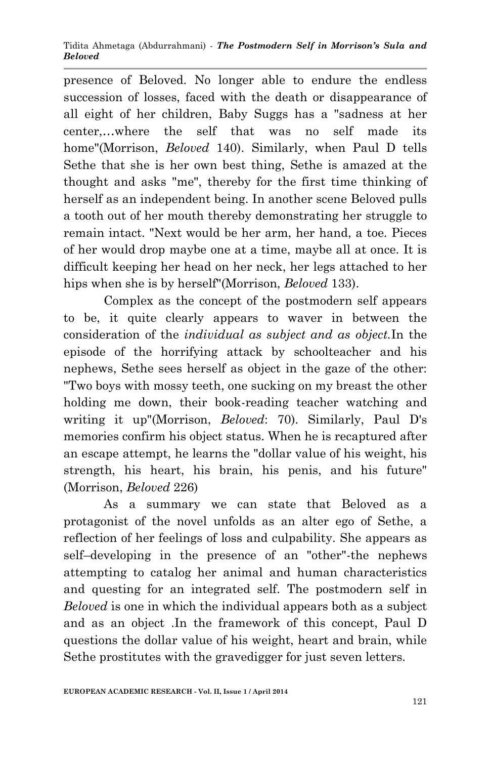presence of Beloved. No longer able to endure the endless succession of losses, faced with the death or disappearance of all eight of her children, Baby Suggs has a "sadness at her center,…where the self that was no self made its home"(Morrison, *Beloved* 140). Similarly, when Paul D tells Sethe that she is her own best thing, Sethe is amazed at the thought and asks "me", thereby for the first time thinking of herself as an independent being. In another scene Beloved pulls a tooth out of her mouth thereby demonstrating her struggle to remain intact. "Next would be her arm, her hand, a toe. Pieces of her would drop maybe one at a time, maybe all at once. It is difficult keeping her head on her neck, her legs attached to her hips when she is by herself"(Morrison, *Beloved* 133).

Complex as the concept of the postmodern self appears to be, it quite clearly appears to waver in between the consideration of the *individual as subject and as object.*In the episode of the horrifying attack by schoolteacher and his nephews, Sethe sees herself as object in the gaze of the other: "Two boys with mossy teeth, one sucking on my breast the other holding me down, their book-reading teacher watching and writing it up"(Morrison, *Beloved*: 70). Similarly, Paul D's memories confirm his object status. When he is recaptured after an escape attempt, he learns the "dollar value of his weight, his strength, his heart, his brain, his penis, and his future" (Morrison, *Beloved* 226)

As a summary we can state that Beloved as a protagonist of the novel unfolds as an alter ego of Sethe, a reflection of her feelings of loss and culpability. She appears as self–developing in the presence of an "other"-the nephews attempting to catalog her animal and human characteristics and questing for an integrated self. The postmodern self in *Beloved* is one in which the individual appears both as a subject and as an object .In the framework of this concept, Paul D questions the dollar value of his weight, heart and brain, while Sethe prostitutes with the gravedigger for just seven letters.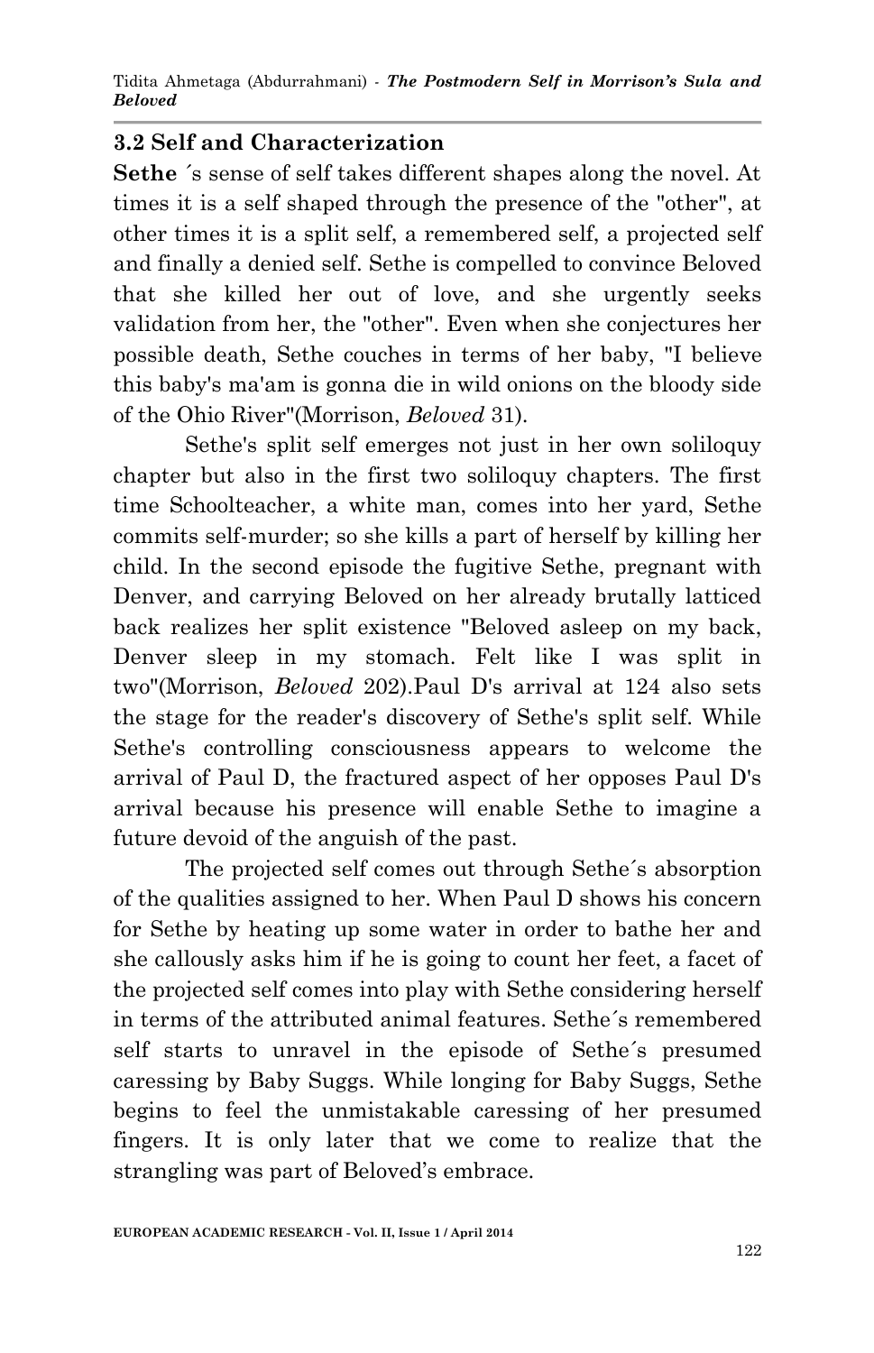### 3.2 Self and Characterization

**Sethe** ´s sense of self takes different shapes along the novel. At times it is a self shaped through the presence of the "other", at other times it is a split self, a remembered self, a projected self and finally a denied self. Sethe is compelled to convince Beloved that she killed her out of love, and she urgently seeks validation from her, the "other". Even when she conjectures her possible death, Sethe couches in terms of her baby, "I believe this baby's ma'am is gonna die in wild onions on the bloody side of the Ohio River"(Morrison, *Beloved* 31).

Sethe's split self emerges not just in her own soliloquy chapter but also in the first two soliloquy chapters. The first time Schoolteacher, a white man, comes into her yard, Sethe commits self-murder; so she kills a part of herself by killing her child. In the second episode the fugitive Sethe, pregnant with Denver, and carrying Beloved on her already brutally latticed back realizes her split existence "Beloved asleep on my back, Denver sleep in my stomach. Felt like I was split in two"(Morrison, *Beloved* 202).Paul D's arrival at 124 also sets the stage for the reader's discovery of Sethe's split self. While Sethe's controlling consciousness appears to welcome the arrival of Paul D, the fractured aspect of her opposes Paul D's arrival because his presence will enable Sethe to imagine a future devoid of the anguish of the past.

The projected self comes out through Sethe´s absorption of the qualities assigned to her. When Paul D shows his concern for Sethe by heating up some water in order to bathe her and she callously asks him if he is going to count her feet, a facet of the projected self comes into play with Sethe considering herself in terms of the attributed animal features. Sethe´s remembered self starts to unravel in the episode of Sethe´s presumed caressing by Baby Suggs. While longing for Baby Suggs, Sethe begins to feel the unmistakable caressing of her presumed fingers. It is only later that we come to realize that the strangling was part of Beloved's embrace.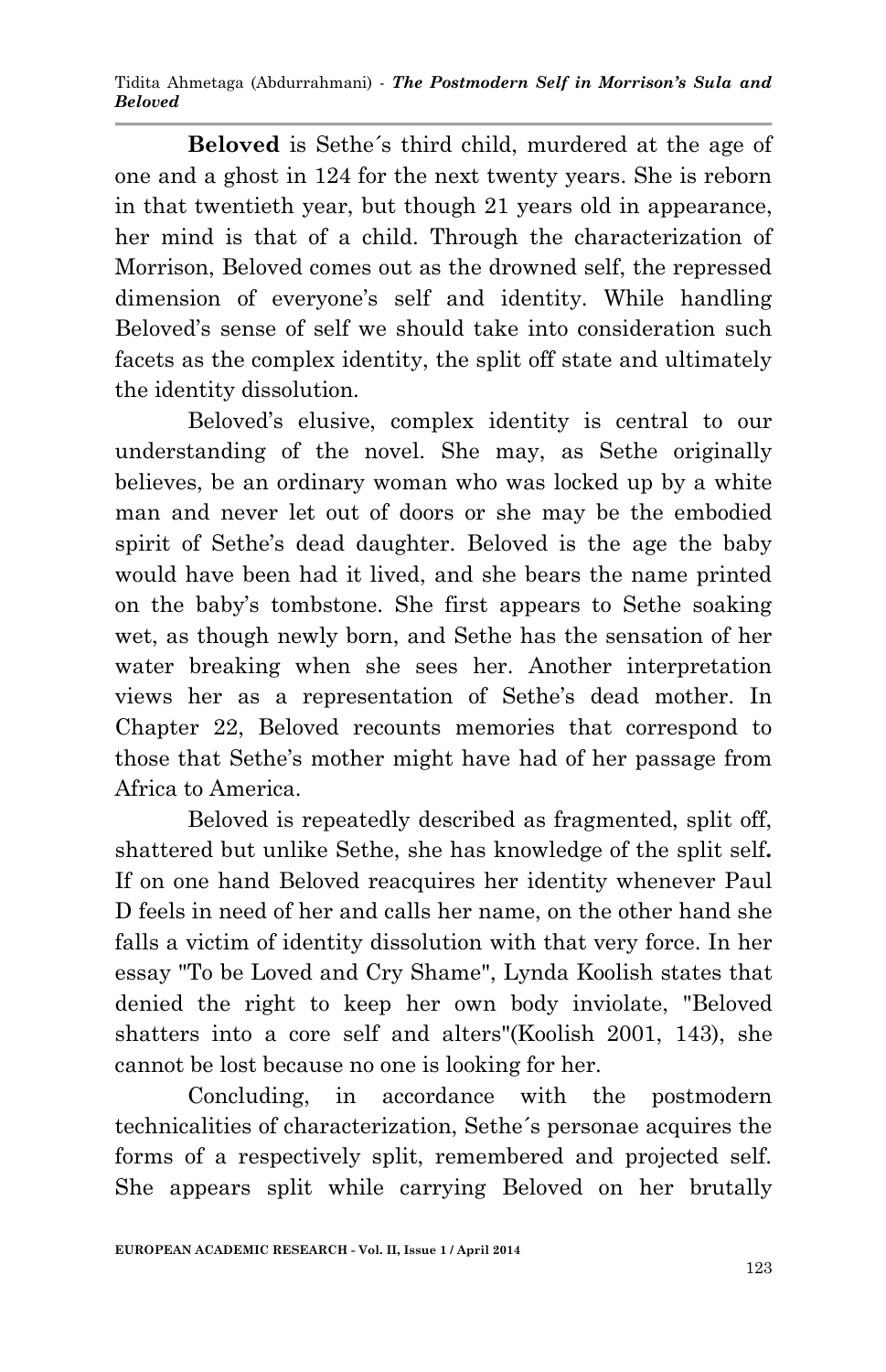**Beloved** is Sethe´s third child, murdered at the age of one and a ghost in 124 for the next twenty years. She is reborn in that twentieth year, but though 21 years old in appearance, her mind is that of a child. Through the characterization of Morrison, Beloved comes out as the drowned self, the repressed dimension of everyone's self and identity. While handling Beloved's sense of self we should take into consideration such facets as the complex identity, the split off state and ultimately the identity dissolution.

Beloved's elusive, complex identity is central to our understanding of the novel. She may, as Sethe originally believes, be an ordinary woman who was locked up by a white man and never let out of doors or she may be the embodied spirit of Sethe's dead daughter. Beloved is the age the baby would have been had it lived, and she bears the name printed on the baby's tombstone. She first appears to Sethe soaking wet, as though newly born, and Sethe has the sensation of her water breaking when she sees her. Another interpretation views her as a representation of Sethe's dead mother. In Chapter 22, Beloved recounts memories that correspond to those that Sethe's mother might have had of her passage from Africa to America.

Beloved is repeatedly described as fragmented, split off, shattered but unlike Sethe, she has knowledge of the split self**.** If on one hand Beloved reacquires her identity whenever Paul D feels in need of her and calls her name, on the other hand she falls a victim of identity dissolution with that very force. In her essay "To be Loved and Cry Shame", Lynda Koolish states that denied the right to keep her own body inviolate, "Beloved shatters into a core self and alters"(Koolish 2001, 143), she cannot be lost because no one is looking for her.

Concluding, in accordance with the postmodern technicalities of characterization, Sethe´s personae acquires the forms of a respectively split, remembered and projected self. She appears split while carrying Beloved on her brutally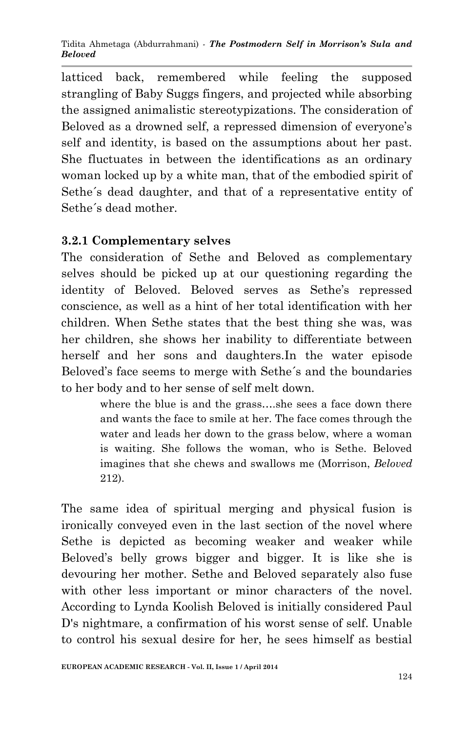latticed back, remembered while feeling the supposed strangling of Baby Suggs fingers, and projected while absorbing the assigned animalistic stereotypizations. The consideration of Beloved as a drowned self, a repressed dimension of everyone's self and identity, is based on the assumptions about her past. She fluctuates in between the identifications as an ordinary woman locked up by a white man, that of the embodied spirit of Sethe´s dead daughter, and that of a representative entity of Sethe´s dead mother.

### 3.2.1 Complementary selves

The consideration of Sethe and Beloved as complementary selves should be picked up at our questioning regarding the identity of Beloved. Beloved serves as Sethe's repressed conscience, as well as a hint of her total identification with her children. When Sethe states that the best thing she was, was her children, she shows her inability to differentiate between herself and her sons and daughters.In the water episode Beloved's face seems to merge with Sethe´s and the boundaries to her body and to her sense of self melt down.

> where the blue is and the grass….she sees a face down there and wants the face to smile at her. The face comes through the water and leads her down to the grass below, where a woman is waiting. She follows the woman, who is Sethe. Beloved imagines that she chews and swallows me (Morrison, *Beloved* 212).

The same idea of spiritual merging and physical fusion is ironically conveyed even in the last section of the novel where Sethe is depicted as becoming weaker and weaker while Beloved's belly grows bigger and bigger. It is like she is devouring her mother. Sethe and Beloved separately also fuse with other less important or minor characters of the novel. According to Lynda Koolish Beloved is initially considered Paul D's nightmare, a confirmation of his worst sense of self. Unable to control his sexual desire for her, he sees himself as bestial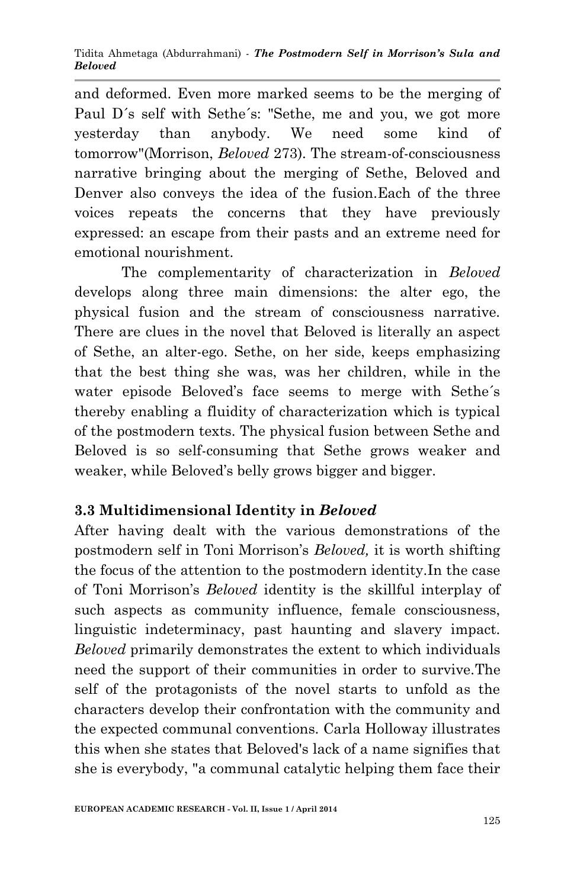and deformed. Even more marked seems to be the merging of Paul D´s self with Sethe´s: "Sethe, me and you, we got more yesterday than anybody. We need some kind of tomorrow"(Morrison, *Beloved* 273). The stream-of-consciousness narrative bringing about the merging of Sethe, Beloved and Denver also conveys the idea of the fusion.Each of the three voices repeats the concerns that they have previously expressed: an escape from their pasts and an extreme need for emotional nourishment.

The complementarity of characterization in *Beloved* develops along three main dimensions: the alter ego, the physical fusion and the stream of consciousness narrative. There are clues in the novel that Beloved is literally an aspect of Sethe, an alter-ego. Sethe, on her side, keeps emphasizing that the best thing she was, was her children, while in the water episode Beloved's face seems to merge with Sethe´s thereby enabling a fluidity of characterization which is typical of the postmodern texts. The physical fusion between Sethe and Beloved is so self-consuming that Sethe grows weaker and weaker, while Beloved's belly grows bigger and bigger.

### 3.3 Multidimensional Identity in *Beloved*

After having dealt with the various demonstrations of the postmodern self in Toni Morrison's *Beloved,* it is worth shifting the focus of the attention to the postmodern identity.In the case of Toni Morrison's *Beloved* identity is the skillful interplay of such aspects as community influence, female consciousness, linguistic indeterminacy, past haunting and slavery impact. *Beloved* primarily demonstrates the extent to which individuals need the support of their communities in order to survive.The self of the protagonists of the novel starts to unfold as the characters develop their confrontation with the community and the expected communal conventions. Carla Holloway illustrates this when she states that Beloved's lack of a name signifies that she is everybody, "a communal catalytic helping them face their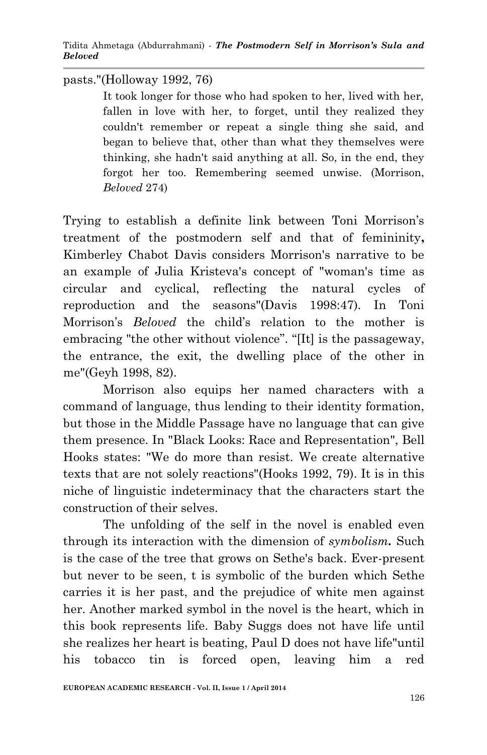pasts."(Holloway 1992, 76)

> It took longer for those who had spoken to her, lived with her, fallen in love with her, to forget, until they realized they couldn't remember or repeat a single thing she said, and began to believe that, other than what they themselves were thinking, she hadn't said anything at all. So, in the end, they forgot her too. Remembering seemed unwise. (Morrison, *Beloved* 274)

Trying to establish a definite link between Toni Morrison's treatment of the postmodern self and that of femininity**,** Kimberley Chabot Davis considers Morrison's narrative to be an example of Julia Kristeva's concept of "woman's time as circular and cyclical, reflecting the natural cycles of reproduction and the seasons"(Davis 1998:47). In Toni Morrison's *Beloved* the child's relation to the mother is embracing "the other without violence". "[It] is the passageway, the entrance, the exit, the dwelling place of the other in me"(Geyh 1998, 82).

Morrison also equips her named characters with a command of language, thus lending to their identity formation, but those in the Middle Passage have no language that can give them presence. In "Black Looks: Race and Representation", Bell Hooks states: "We do more than resist. We create alternative texts that are not solely reactions"(Hooks 1992, 79). It is in this niche of linguistic indeterminacy that the characters start the construction of their selves.

The unfolding of the self in the novel is enabled even through its interaction with the dimension of *symbolism***.** Such is the case of the tree that grows on Sethe's back. Ever-present but never to be seen, t is symbolic of the burden which Sethe carries it is her past, and the prejudice of white men against her. Another marked symbol in the novel is the heart, which in this book represents life. Baby Suggs does not have life until she realizes her heart is beating, Paul D does not have life"until his tobacco tin is forced open, leaving him a red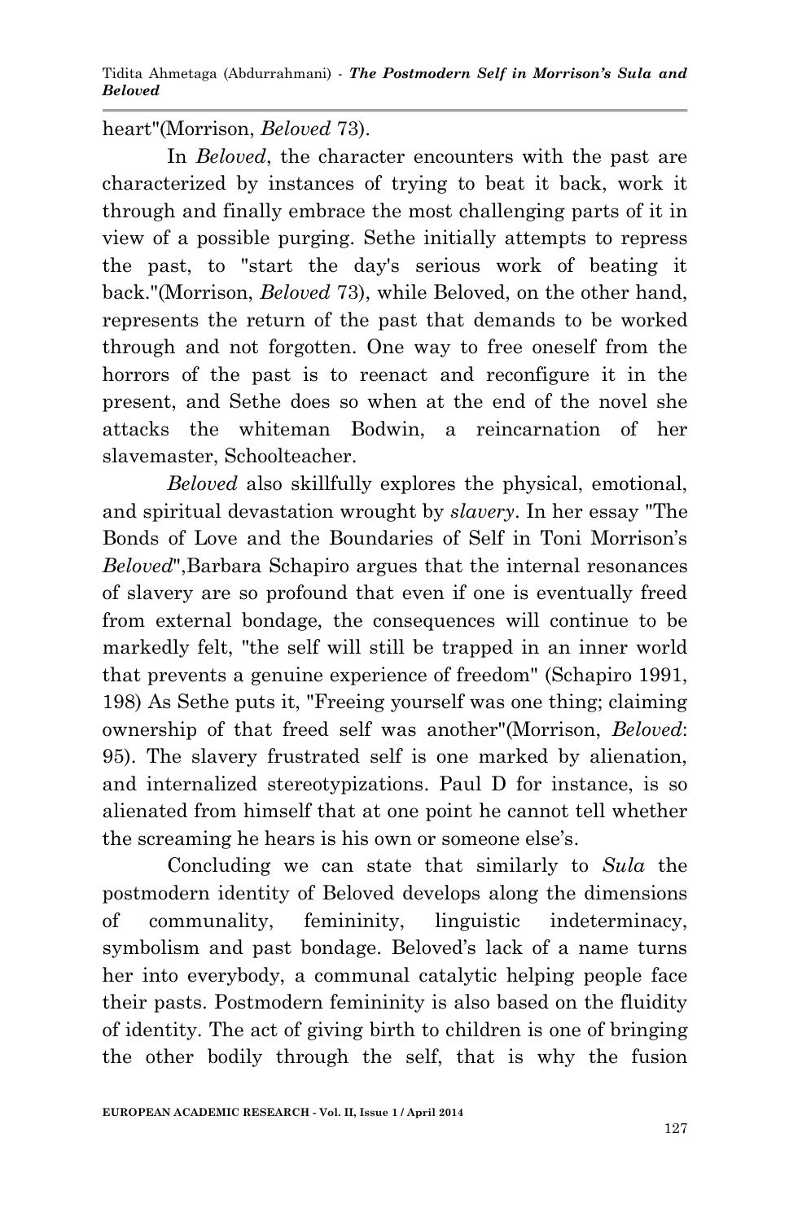heart"(Morrison, *Beloved* 73).

In *Beloved*, the character encounters with the past are characterized by instances of trying to beat it back, work it through and finally embrace the most challenging parts of it in view of a possible purging. Sethe initially attempts to repress the past, to "start the day's serious work of beating it back."(Morrison, *Beloved* 73), while Beloved, on the other hand, represents the return of the past that demands to be worked through and not forgotten. One way to free oneself from the horrors of the past is to reenact and reconfigure it in the present, and Sethe does so when at the end of the novel she attacks the whiteman Bodwin, a reincarnation of her slavemaster, Schoolteacher.

*Beloved* also skillfully explores the physical, emotional, and spiritual devastation wrought by *slavery*. In her essay "The Bonds of Love and the Boundaries of Self in Toni Morrison's *Beloved*",Barbara Schapiro argues that the internal resonances of slavery are so profound that even if one is eventually freed from external bondage, the consequences will continue to be markedly felt, "the self will still be trapped in an inner world that prevents a genuine experience of freedom" (Schapiro 1991, 198) As Sethe puts it, "Freeing yourself was one thing; claiming ownership of that freed self was another"(Morrison, *Beloved*: 95). The slavery frustrated self is one marked by alienation, and internalized stereotypizations. Paul D for instance, is so alienated from himself that at one point he cannot tell whether the screaming he hears is his own or someone else's.

Concluding we can state that similarly to *Sula* the postmodern identity of Beloved develops along the dimensions of communality, femininity, linguistic indeterminacy, symbolism and past bondage. Beloved's lack of a name turns her into everybody, a communal catalytic helping people face their pasts. Postmodern femininity is also based on the fluidity of identity. The act of giving birth to children is one of bringing the other bodily through the self, that is why the fusion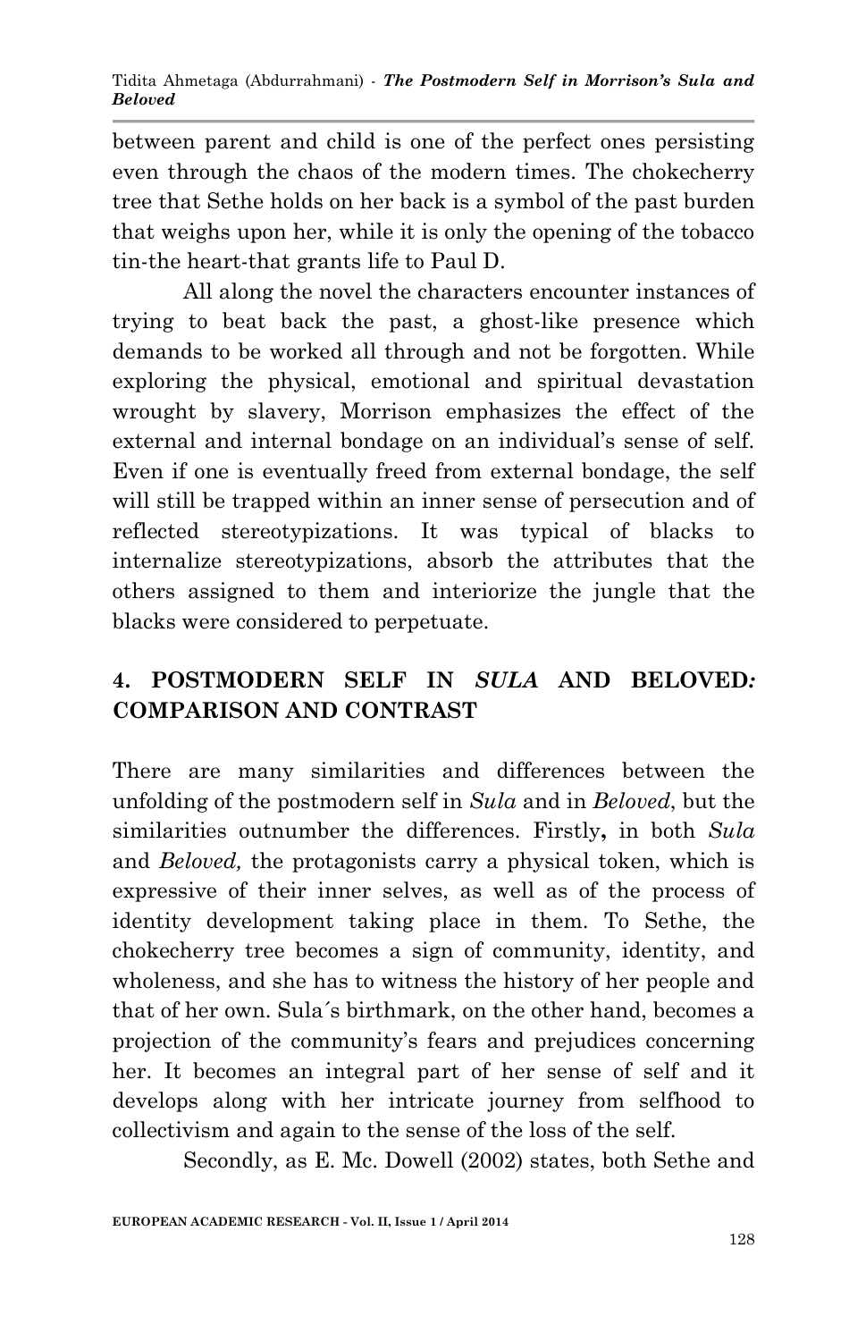between parent and child is one of the perfect ones persisting even through the chaos of the modern times. The chokecherry tree that Sethe holds on her back is a symbol of the past burden that weighs upon her, while it is only the opening of the tobacco tin-the heart-that grants life to Paul D.

All along the novel the characters encounter instances of trying to beat back the past, a ghost-like presence which demands to be worked all through and not be forgotten. While exploring the physical, emotional and spiritual devastation wrought by slavery, Morrison emphasizes the effect of the external and internal bondage on an individual's sense of self. Even if one is eventually freed from external bondage, the self will still be trapped within an inner sense of persecution and of reflected stereotypizations. It was typical of blacks to internalize stereotypizations, absorb the attributes that the others assigned to them and interiorize the jungle that the blacks were considered to perpetuate.

## 4. POSTMODERN SELF IN *SULA* AND BELOVED*:* COMPARISON AND CONTRAST

There are many similarities and differences between the unfolding of the postmodern self in *Sula* and in *Beloved*, but the similarities outnumber the differences. Firstly**,** in both *Sula* and *Beloved,* the protagonists carry a physical token, which is expressive of their inner selves, as well as of the process of identity development taking place in them. To Sethe, the chokecherry tree becomes a sign of community, identity, and wholeness, and she has to witness the history of her people and that of her own. Sula´s birthmark, on the other hand, becomes a projection of the community's fears and prejudices concerning her. It becomes an integral part of her sense of self and it develops along with her intricate journey from selfhood to collectivism and again to the sense of the loss of the self.

Secondly, as E. Mc. Dowell (2002) states, both Sethe and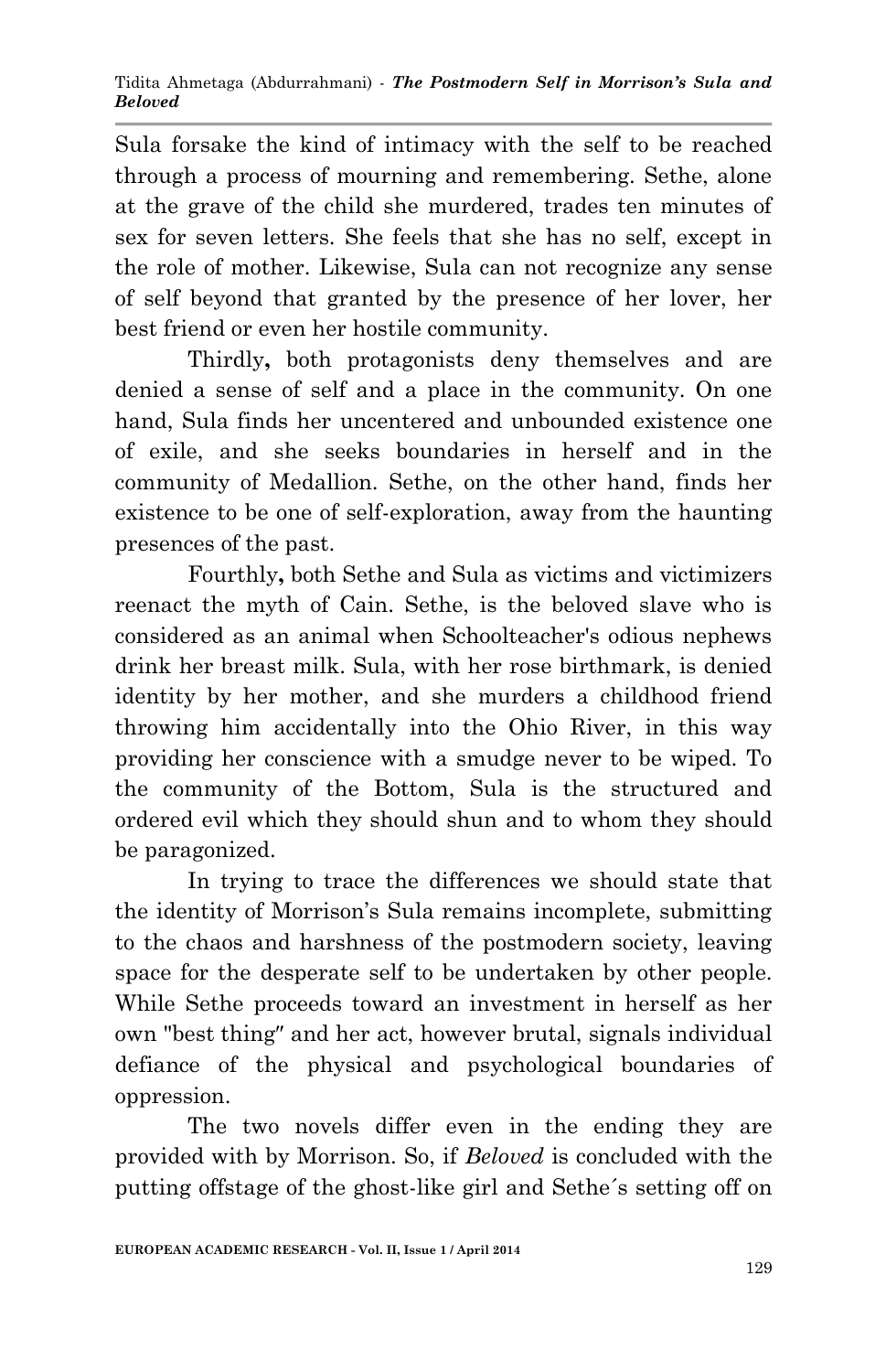Sula forsake the kind of intimacy with the self to be reached through a process of mourning and remembering. Sethe, alone at the grave of the child she murdered, trades ten minutes of sex for seven letters. She feels that she has no self, except in the role of mother. Likewise, Sula can not recognize any sense of self beyond that granted by the presence of her lover, her best friend or even her hostile community.

Thirdly**,** both protagonists deny themselves and are denied a sense of self and a place in the community. On one hand, Sula finds her uncentered and unbounded existence one of exile, and she seeks boundaries in herself and in the community of Medallion. Sethe, on the other hand, finds her existence to be one of self-exploration, away from the haunting presences of the past.

Fourthly**,** both Sethe and Sula as victims and victimizers reenact the myth of Cain. Sethe, is the beloved slave who is considered as an animal when Schoolteacher's odious nephews drink her breast milk. Sula, with her rose birthmark, is denied identity by her mother, and she murders a childhood friend throwing him accidentally into the Ohio River, in this way providing her conscience with a smudge never to be wiped. To the community of the Bottom, Sula is the structured and ordered evil which they should shun and to whom they should be paragonized.

In trying to trace the differences we should state that the identity of Morrison's Sula remains incomplete, submitting to the chaos and harshness of the postmodern society, leaving space for the desperate self to be undertaken by other people. While Sethe proceeds toward an investment in herself as her own "best thing" and her act, however brutal, signals individual defiance of the physical and psychological boundaries of oppression.

The two novels differ even in the ending they are provided with by Morrison. So, if *Beloved* is concluded with the putting offstage of the ghost-like girl and Sethe´s setting off on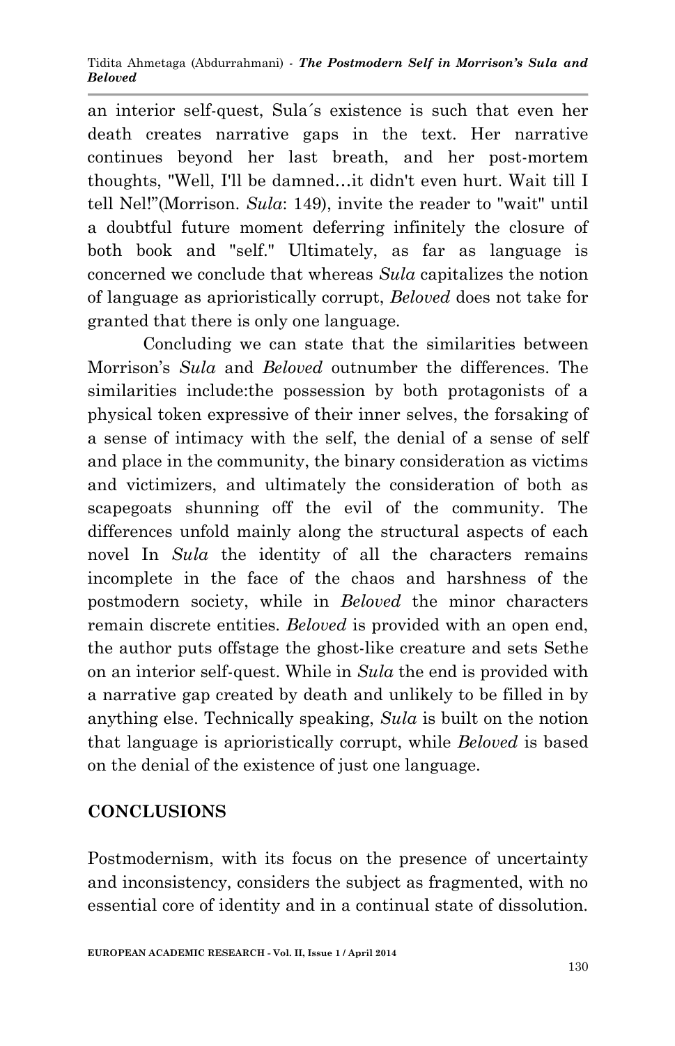an interior self-quest, Sula´s existence is such that even her death creates narrative gaps in the text. Her narrative continues beyond her last breath, and her post-mortem thoughts, "Well, I'll be damned…it didn't even hurt. Wait till I tell Nel!"(Morrison. *Sula*: 149), invite the reader to "wait" until a doubtful future moment deferring infinitely the closure of both book and "self." Ultimately, as far as language is concerned we conclude that whereas *Sula* capitalizes the notion of language as aprioristically corrupt, *Beloved* does not take for granted that there is only one language.

Concluding we can state that the similarities between Morrison's *Sula* and *Beloved* outnumber the differences. The similarities include:the possession by both protagonists of a physical token expressive of their inner selves, the forsaking of a sense of intimacy with the self, the denial of a sense of self and place in the community, the binary consideration as victims and victimizers, and ultimately the consideration of both as scapegoats shunning off the evil of the community. The differences unfold mainly along the structural aspects of each novel In *Sula* the identity of all the characters remains incomplete in the face of the chaos and harshness of the postmodern society, while in *Beloved* the minor characters remain discrete entities. *Beloved* is provided with an open end, the author puts offstage the ghost-like creature and sets Sethe on an interior self-quest. While in *Sula* the end is provided with a narrative gap created by death and unlikely to be filled in by anything else. Technically speaking, *Sula* is built on the notion that language is aprioristically corrupt, while *Beloved* is based on the denial of the existence of just one language.

## CONCLUSIONS

Postmodernism, with its focus on the presence of uncertainty and inconsistency, considers the subject as fragmented, with no essential core of identity and in a continual state of dissolution.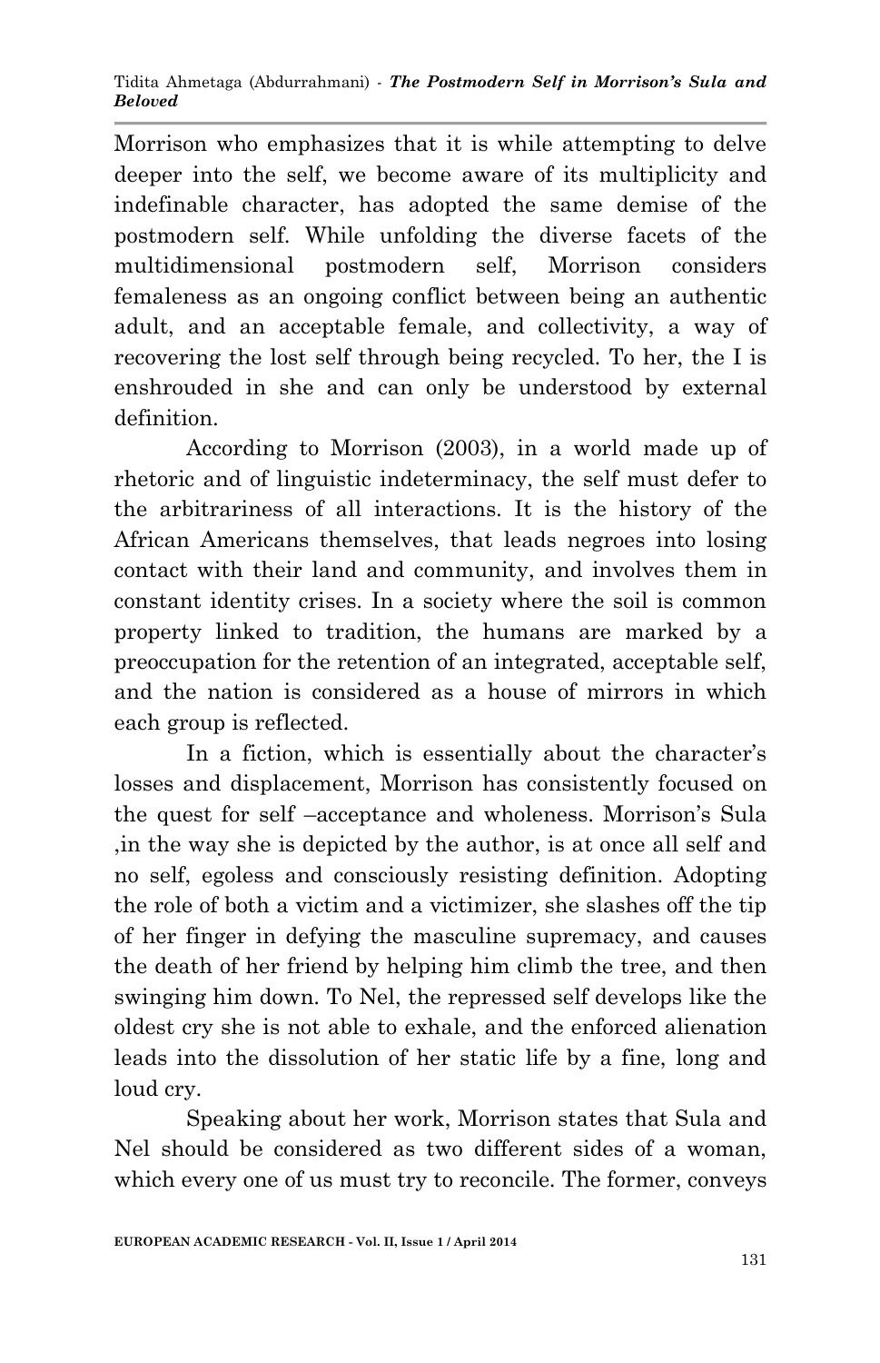Morrison who emphasizes that it is while attempting to delve deeper into the self, we become aware of its multiplicity and indefinable character, has adopted the same demise of the postmodern self. While unfolding the diverse facets of the multidimensional postmodern self, Morrison considers femaleness as an ongoing conflict between being an authentic adult, and an acceptable female, and collectivity, a way of recovering the lost self through being recycled. To her, the I is enshrouded in she and can only be understood by external definition.

According to Morrison (2003), in a world made up of rhetoric and of linguistic indeterminacy, the self must defer to the arbitrariness of all interactions. It is the history of the African Americans themselves, that leads negroes into losing contact with their land and community, and involves them in constant identity crises. In a society where the soil is common property linked to tradition, the humans are marked by a preoccupation for the retention of an integrated, acceptable self, and the nation is considered as a house of mirrors in which each group is reflected.

In a fiction, which is essentially about the character's losses and displacement, Morrison has consistently focused on the quest for self –acceptance and wholeness. Morrison's Sula ,in the way she is depicted by the author, is at once all self and no self, egoless and consciously resisting definition. Adopting the role of both a victim and a victimizer, she slashes off the tip of her finger in defying the masculine supremacy, and causes the death of her friend by helping him climb the tree, and then swinging him down. To Nel, the repressed self develops like the oldest cry she is not able to exhale, and the enforced alienation leads into the dissolution of her static life by a fine, long and loud cry.

Speaking about her work, Morrison states that Sula and Nel should be considered as two different sides of a woman, which every one of us must try to reconcile. The former, conveys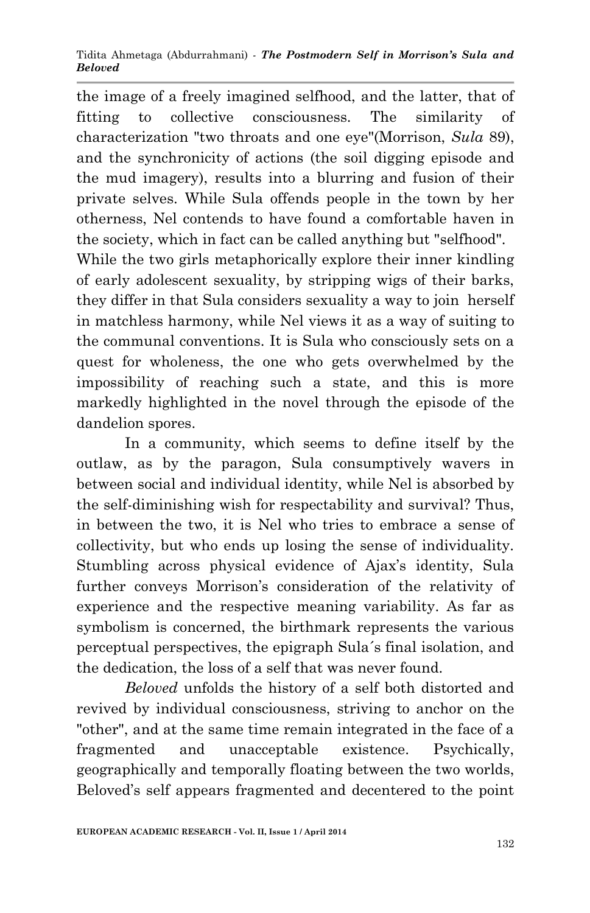the image of a freely imagined selfhood, and the latter, that of fitting to collective consciousness. The similarity of characterization "two throats and one eye"(Morrison, *Sula* 89), and the synchronicity of actions (the soil digging episode and the mud imagery), results into a blurring and fusion of their private selves. While Sula offends people in the town by her otherness, Nel contends to have found a comfortable haven in the society, which in fact can be called anything but "selfhood". While the two girls metaphorically explore their inner kindling of early adolescent sexuality, by stripping wigs of their barks, they differ in that Sula considers sexuality a way to join herself in matchless harmony, while Nel views it as a way of suiting to the communal conventions. It is Sula who consciously sets on a quest for wholeness, the one who gets overwhelmed by the impossibility of reaching such a state, and this is more markedly highlighted in the novel through the episode of the dandelion spores.

In a community, which seems to define itself by the outlaw, as by the paragon, Sula consumptively wavers in between social and individual identity, while Nel is absorbed by the self-diminishing wish for respectability and survival? Thus, in between the two, it is Nel who tries to embrace a sense of collectivity, but who ends up losing the sense of individuality. Stumbling across physical evidence of Ajax's identity, Sula further conveys Morrison's consideration of the relativity of experience and the respective meaning variability. As far as symbolism is concerned, the birthmark represents the various perceptual perspectives, the epigraph Sula´s final isolation, and the dedication, the loss of a self that was never found.

*Beloved* unfolds the history of a self both distorted and revived by individual consciousness, striving to anchor on the "other", and at the same time remain integrated in the face of a fragmented and unacceptable existence. Psychically, geographically and temporally floating between the two worlds, Beloved's self appears fragmented and decentered to the point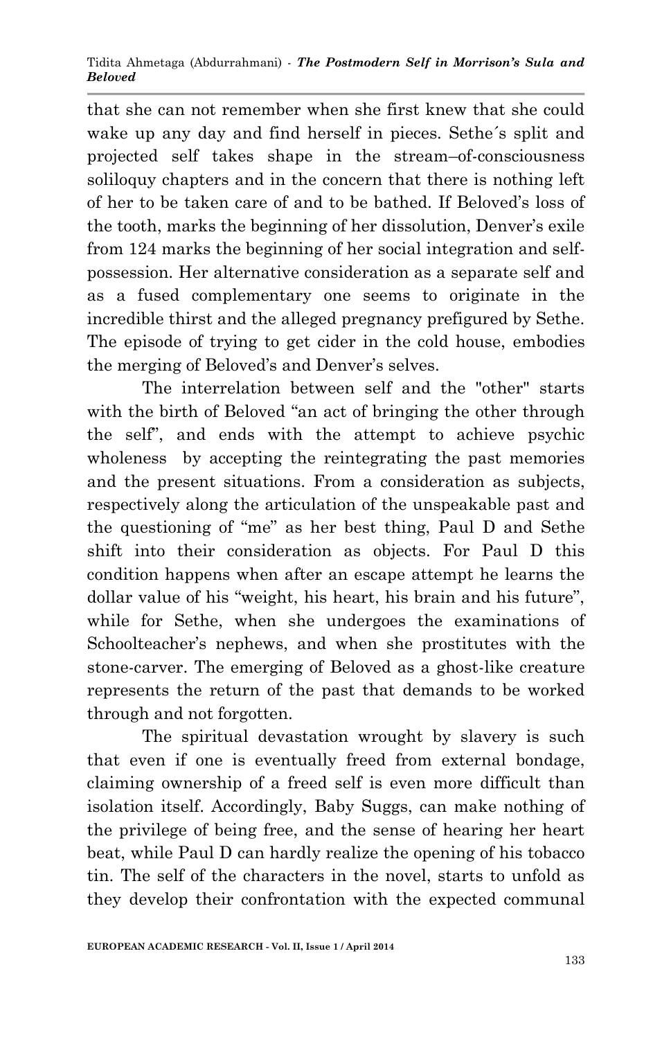that she can not remember when she first knew that she could wake up any day and find herself in pieces. Sethe´s split and projected self takes shape in the stream–of-consciousness soliloquy chapters and in the concern that there is nothing left of her to be taken care of and to be bathed. If Beloved's loss of the tooth, marks the beginning of her dissolution, Denver's exile from 124 marks the beginning of her social integration and self-possession. Her alternative consideration as a separate self and as a fused complementary one seems to originate in the incredible thirst and the alleged pregnancy prefigured by Sethe. The episode of trying to get cider in the cold house, embodies the merging of Beloved's and Denver's selves.

The interrelation between self and the "other" starts with the birth of Beloved "an act of bringing the other through the self", and ends with the attempt to achieve psychic wholeness by accepting the reintegrating the past memories and the present situations. From a consideration as subjects, respectively along the articulation of the unspeakable past and the questioning of "me" as her best thing, Paul D and Sethe shift into their consideration as objects. For Paul D this condition happens when after an escape attempt he learns the dollar value of his "weight, his heart, his brain and his future", while for Sethe, when she undergoes the examinations of Schoolteacher's nephews, and when she prostitutes with the stone-carver. The emerging of Beloved as a ghost-like creature represents the return of the past that demands to be worked through and not forgotten.

The spiritual devastation wrought by slavery is such that even if one is eventually freed from external bondage, claiming ownership of a freed self is even more difficult than isolation itself. Accordingly, Baby Suggs, can make nothing of the privilege of being free, and the sense of hearing her heart beat, while Paul D can hardly realize the opening of his tobacco tin. The self of the characters in the novel, starts to unfold as they develop their confrontation with the expected communal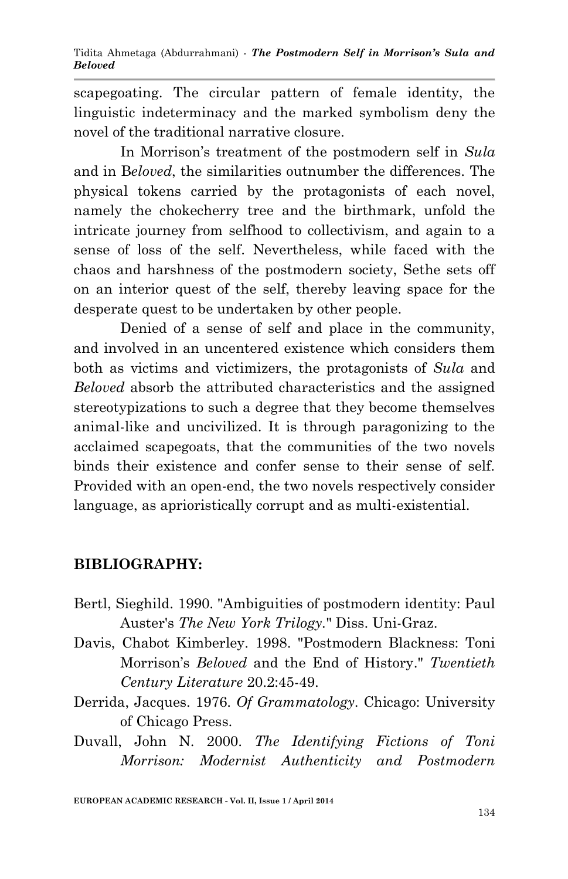scapegoating. The circular pattern of female identity, the linguistic indeterminacy and the marked symbolism deny the novel of the traditional narrative closure.

In Morrison's treatment of the postmodern self in *Sula* and in B*eloved*, the similarities outnumber the differences. The physical tokens carried by the protagonists of each novel, namely the chokecherry tree and the birthmark, unfold the intricate journey from selfhood to collectivism, and again to a sense of loss of the self. Nevertheless, while faced with the chaos and harshness of the postmodern society, Sethe sets off on an interior quest of the self, thereby leaving space for the desperate quest to be undertaken by other people.

Denied of a sense of self and place in the community, and involved in an uncentered existence which considers them both as victims and victimizers, the protagonists of *Sula* and *Beloved* absorb the attributed characteristics and the assigned stereotypizations to such a degree that they become themselves animal-like and uncivilized. It is through paragonizing to the acclaimed scapegoats, that the communities of the two novels binds their existence and confer sense to their sense of self. Provided with an open-end, the two novels respectively consider language, as aprioristically corrupt and as multi-existential.

## BIBLIOGRAPHY:

Bertl, Sieghild. 1990. "Ambiguities of postmodern identity: Paul Auster's *The New York Trilogy*." Diss. Uni-Graz.

Davis, Chabot Kimberley. 1998. "Postmodern Blackness: Toni Morrison's *Beloved* and the End of History." *Twentieth Century Literature* 20.2:45-49.

Derrida, Jacques. 1976. *Of Grammatology*. Chicago: University of Chicago Press.

Duvall, John N. 2000. *The Identifying Fictions of Toni Morrison: Modernist Authenticity and Postmodern*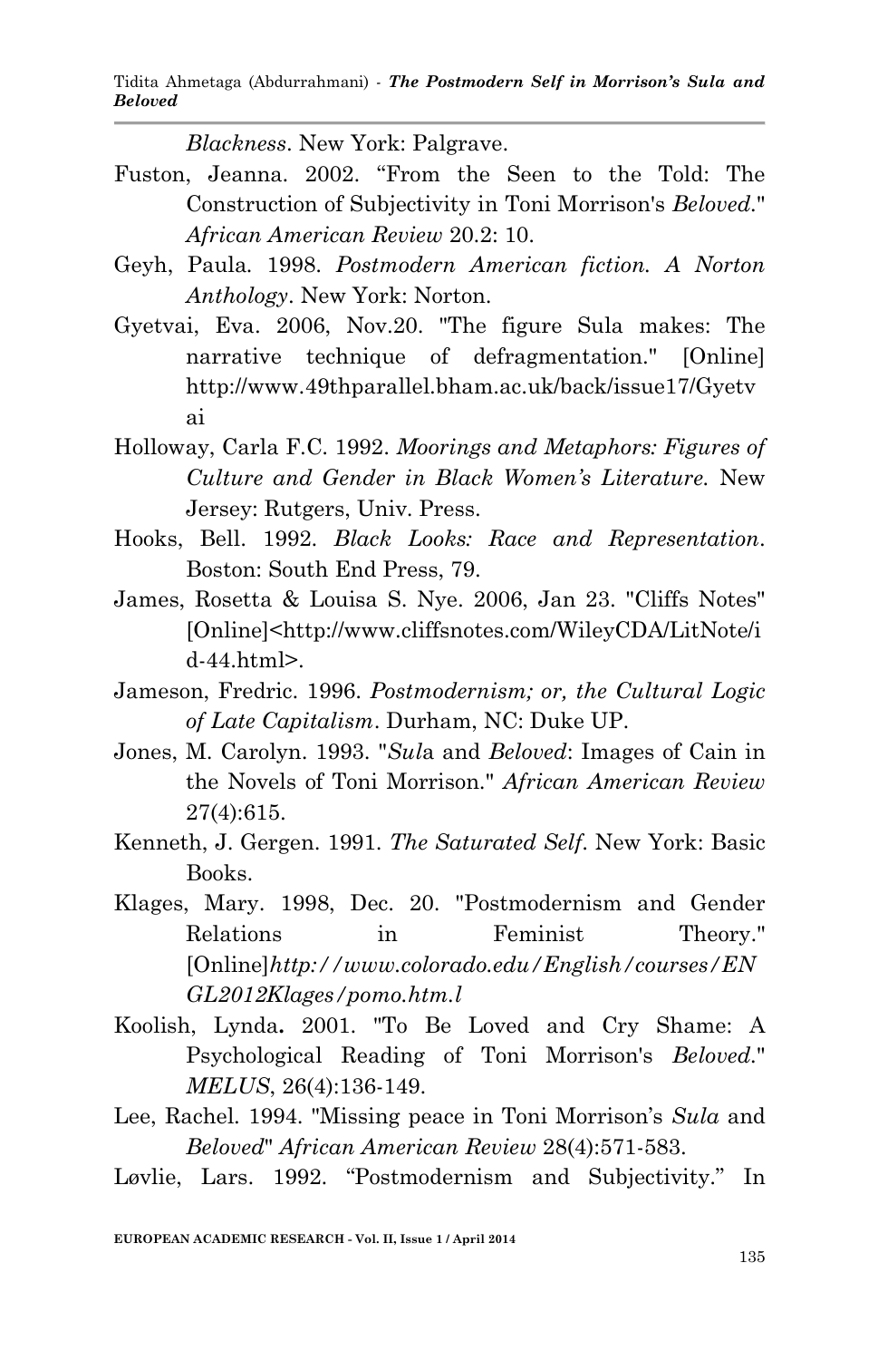*Blackness*. New York: Palgrave.

Fuston, Jeanna. 2002. "From the Seen to the Told: The Construction of Subjectivity in Toni Morrison's *Beloved*." *African American Review* 20.2: 10.

Geyh, Paula. 1998. *Postmodern American fiction. A Norton Anthology*. New York: Norton.

Gyetvai, Eva. 2006, Nov.20. "The figure Sula makes: The narrative technique of defragmentation." [Online] http://www.49thparallel.bham.ac.uk/back/issue17/Gyetvai

Holloway, Carla F.C. 1992. *Moorings and Metaphors: Figures of Culture and Gender in Black Women's Literature.* New Jersey: Rutgers, Univ. Press.

Hooks, Bell. 1992. *Black Looks: Race and Representation*. Boston: South End Press, 79.

James, Rosetta & Louisa S. Nye. 2006, Jan 23. "Cliffs Notes" [Online]<http://www.cliffsnotes.com/WileyCDA/LitNote/id-44.html>.

Jameson, Fredric. 1996. *Postmodernism; or, the Cultural Logic of Late Capitalism*. Durham, NC: Duke UP.

Jones, M. Carolyn. 1993. "*Sul*a and *Beloved*: Images of Cain in the Novels of Toni Morrison." *African American Review* 27(4):615.

Kenneth, J. Gergen. 1991. *The Saturated Self*. New York: Basic Books.

Klages, Mary. 1998, Dec. 20. "Postmodernism and Gender Relations in Feminist Theory." [Online]*http://www.colorado.edu/English/courses/ENGL2012Klages/pomo.htm.l*

Koolish, Lynda**.** 2001. "To Be Loved and Cry Shame: A Psychological Reading of Toni Morrison's *Beloved*." *MELUS*, 26(4):136-149.

Lee, Rachel. 1994. "Missing peace in Toni Morrison's *Sula* and *Beloved*" *African American Review* 28(4):571-583.

Løvlie, Lars. 1992. "Postmodernism and Subjectivity." In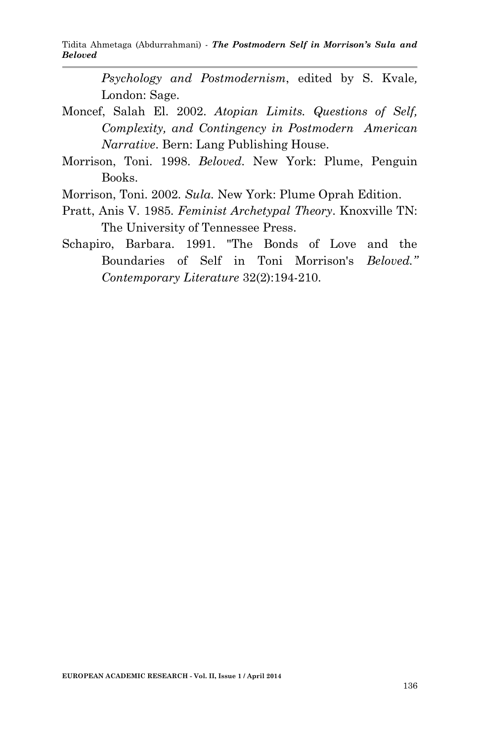*Psychology and Postmodernism*, edited by S. Kvale, London: Sage.

Moncef, Salah El. 2002. *Atopian Limits. Questions of Self, Complexity, and Contingency in Postmodern American Narrative*. Bern: Lang Publishing House.

Morrison, Toni. 1998. *Beloved*. New York: Plume, Penguin Books.

Morrison, Toni. 2002. *Sula*. New York: Plume Oprah Edition.

Pratt, Anis V. 1985. *Feminist Archetypal Theory*. Knoxville TN: The University of Tennessee Press.

Schapiro, Barbara. 1991. "The Bonds of Love and the Boundaries of Self in Toni Morrison's *Beloved*." *Contemporary Literature* 32(2):194-210.